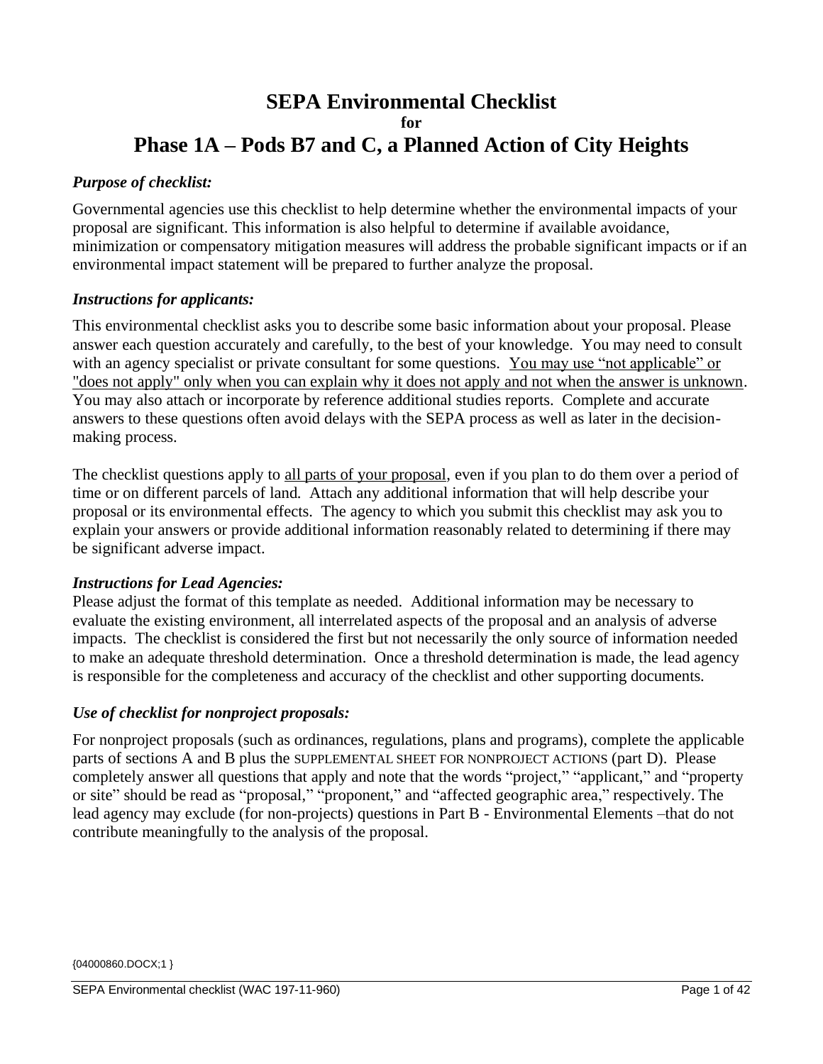# SEPA Environmental Checklist

**for**

# Phase 1A – Pods B7 and C, a Planned Action of City Heights

### *Purpose of checklist:*

Governmental agencies use this checklist to help determine whether the environmental impacts of your proposal are significant. This information is also helpful to determine if available avoidance, minimization or compensatory mitigation measures will address the probable significant impacts or if an environmental impact statement will be prepared to further analyze the proposal.

### *Instructions for applicants:*

This environmental checklist asks you to describe some basic information about your proposal. Please answer each question accurately and carefully, to the best of your knowledge. You may need to consult with an agency specialist or private consultant for some questions. <u>You may use "not applicable" or "does not apply" only when you can explain why it does not apply and not when the answer is unknown</u>. You may also attach or incorporate by reference additional studies reports. Complete and accurate answers to these questions often avoid delays with the SEPA process as well as later in the decision-making process.

The checklist questions apply to <u>all parts of your proposal</u>, even if you plan to do them over a period of time or on different parcels of land. Attach any additional information that will help describe your proposal or its environmental effects. The agency to which you submit this checklist may ask you to explain your answers or provide additional information reasonably related to determining if there may be significant adverse impact.

### *Instructions for Lead Agencies:*

Please adjust the format of this template as needed. Additional information may be necessary to evaluate the existing environment, all interrelated aspects of the proposal and an analysis of adverse impacts. The checklist is considered the first but not necessarily the only source of information needed to make an adequate threshold determination. Once a threshold determination is made, the lead agency is responsible for the completeness and accuracy of the checklist and other supporting documents.

### *Use of checklist for nonproject proposals:*

For nonproject proposals (such as ordinances, regulations, plans and programs), complete the applicable parts of sections A and B plus the SUPPLEMENTAL SHEET FOR NONPROJECT ACTIONS (part D). Please completely answer all questions that apply and note that the words "project," "applicant," and "property or site" should be read as "proposal," "proponent," and "affected geographic area," respectively. The lead agency may exclude (for non-projects) questions in Part B - Environmental Elements –that do not contribute meaningfully to the analysis of the proposal.

{04000860.DOCX;1 }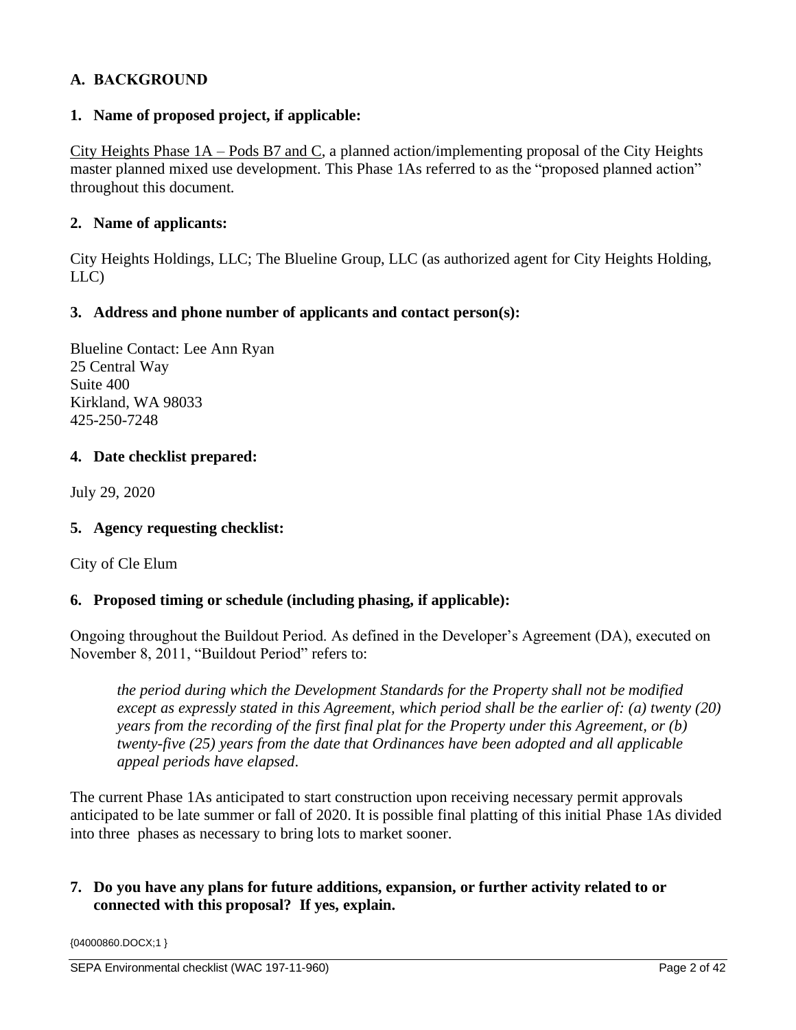## A. BACKGROUND

### 1. Name of proposed project, if applicable:

City Heights Phase 1A – Pods B7 and C, a planned action/implementing proposal of the City Heights master planned mixed use development. This Phase 1As referred to as the "proposed planned action" throughout this document.

### 2. Name of applicants:

City Heights Holdings, LLC; The Blueline Group, LLC (as authorized agent for City Heights Holding, LLC)

### 3. Address and phone number of applicants and contact person(s):

Blueline Contact: Lee Ann Ryan
25 Central Way
Suite 400
Kirkland, WA 98033
425-250-7248

### 4. Date checklist prepared:

July 29, 2020

### 5. Agency requesting checklist:

City of Cle Elum

### 6. Proposed timing or schedule (including phasing, if applicable):

Ongoing throughout the Buildout Period. As defined in the Developer's Agreement (DA), executed on November 8, 2011, "Buildout Period" refers to:

> *the period during which the Development Standards for the Property shall not be modified except as expressly stated in this Agreement, which period shall be the earlier of: (a) twenty (20) years from the recording of the first final plat for the Property under this Agreement, or (b) twenty-five (25) years from the date that Ordinances have been adopted and all applicable appeal periods have elapsed.*

The current Phase 1As anticipated to start construction upon receiving necessary permit approvals anticipated to be late summer or fall of 2020. It is possible final platting of this initial Phase 1As divided into three phases as necessary to bring lots to market sooner.

### 7. Do you have any plans for future additions, expansion, or further activity related to or connected with this proposal? If yes, explain.

{04000860.DOCX;1 }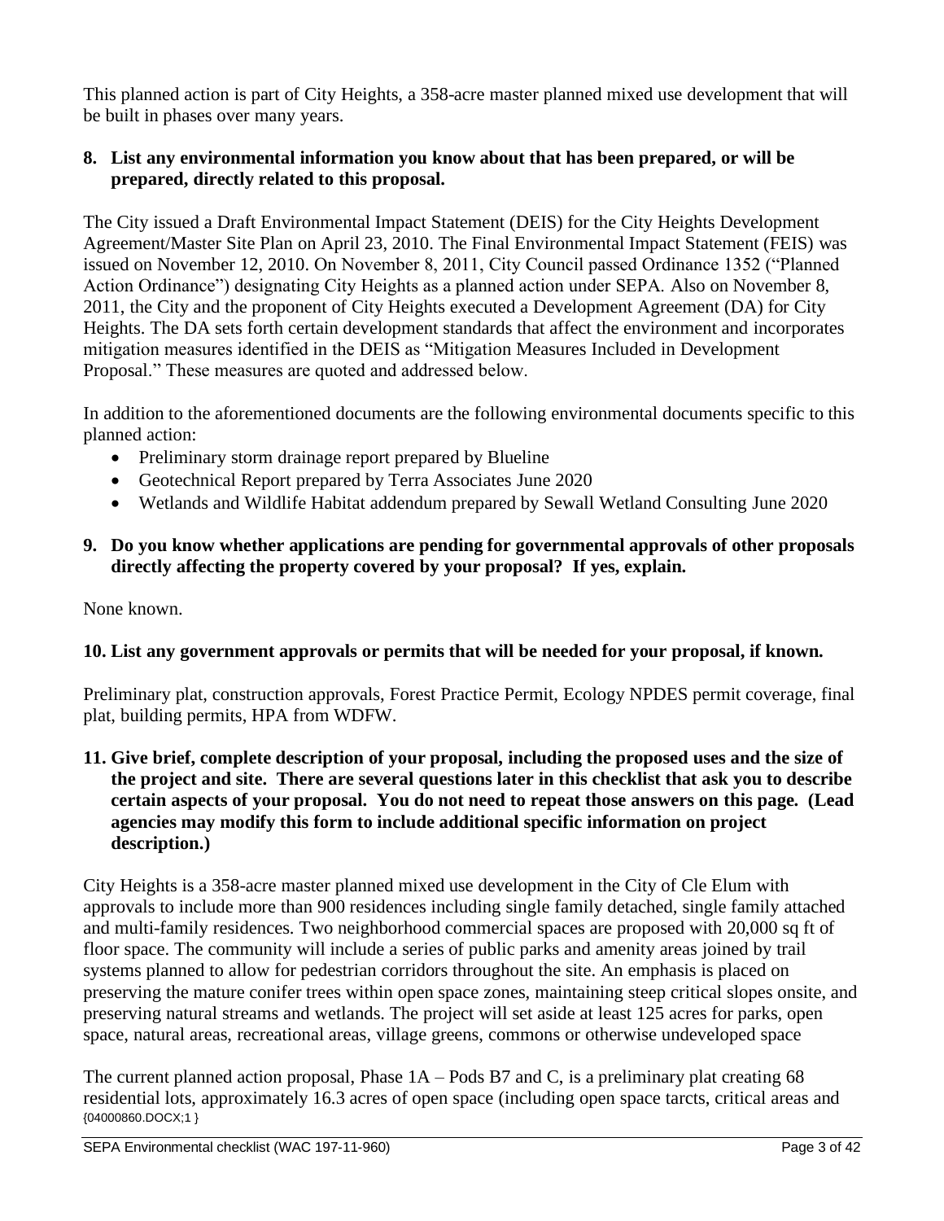This planned action is part of City Heights, a 358-acre master planned mixed use development that will be built in phases over many years.

**8. List any environmental information you know about that has been prepared, or will be prepared, directly related to this proposal.**

The City issued a Draft Environmental Impact Statement (DEIS) for the City Heights Development Agreement/Master Site Plan on April 23, 2010. The Final Environmental Impact Statement (FEIS) was issued on November 12, 2010. On November 8, 2011, City Council passed Ordinance 1352 ("Planned Action Ordinance") designating City Heights as a planned action under SEPA. Also on November 8, 2011, the City and the proponent of City Heights executed a Development Agreement (DA) for City Heights. The DA sets forth certain development standards that affect the environment and incorporates mitigation measures identified in the DEIS as "Mitigation Measures Included in Development Proposal." These measures are quoted and addressed below.

In addition to the aforementioned documents are the following environmental documents specific to this planned action:

- Preliminary storm drainage report prepared by Blueline
- Geotechnical Report prepared by Terra Associates June 2020
- Wetlands and Wildlife Habitat addendum prepared by Sewall Wetland Consulting June 2020

**9. Do you know whether applications are pending for governmental approvals of other proposals directly affecting the property covered by your proposal? If yes, explain.**

None known.

**10. List any government approvals or permits that will be needed for your proposal, if known.**

Preliminary plat, construction approvals, Forest Practice Permit, Ecology NPDES permit coverage, final plat, building permits, HPA from WDFW.

**11. Give brief, complete description of your proposal, including the proposed uses and the size of the project and site. There are several questions later in this checklist that ask you to describe certain aspects of your proposal. You do not need to repeat those answers on this page. (Lead agencies may modify this form to include additional specific information on project description.)**

City Heights is a 358-acre master planned mixed use development in the City of Cle Elum with approvals to include more than 900 residences including single family detached, single family attached and multi-family residences. Two neighborhood commercial spaces are proposed with 20,000 sq ft of floor space. The community will include a series of public parks and amenity areas joined by trail systems planned to allow for pedestrian corridors throughout the site. An emphasis is placed on preserving the mature conifer trees within open space zones, maintaining steep critical slopes onsite, and preserving natural streams and wetlands. The project will set aside at least 125 acres for parks, open space, natural areas, recreational areas, village greens, commons or otherwise undeveloped space

The current planned action proposal, Phase 1A – Pods B7 and C, is a preliminary plat creating 68 residential lots, approximately 16.3 acres of open space (including open space tarcts, critical areas and

{04000860.DOCX;1 }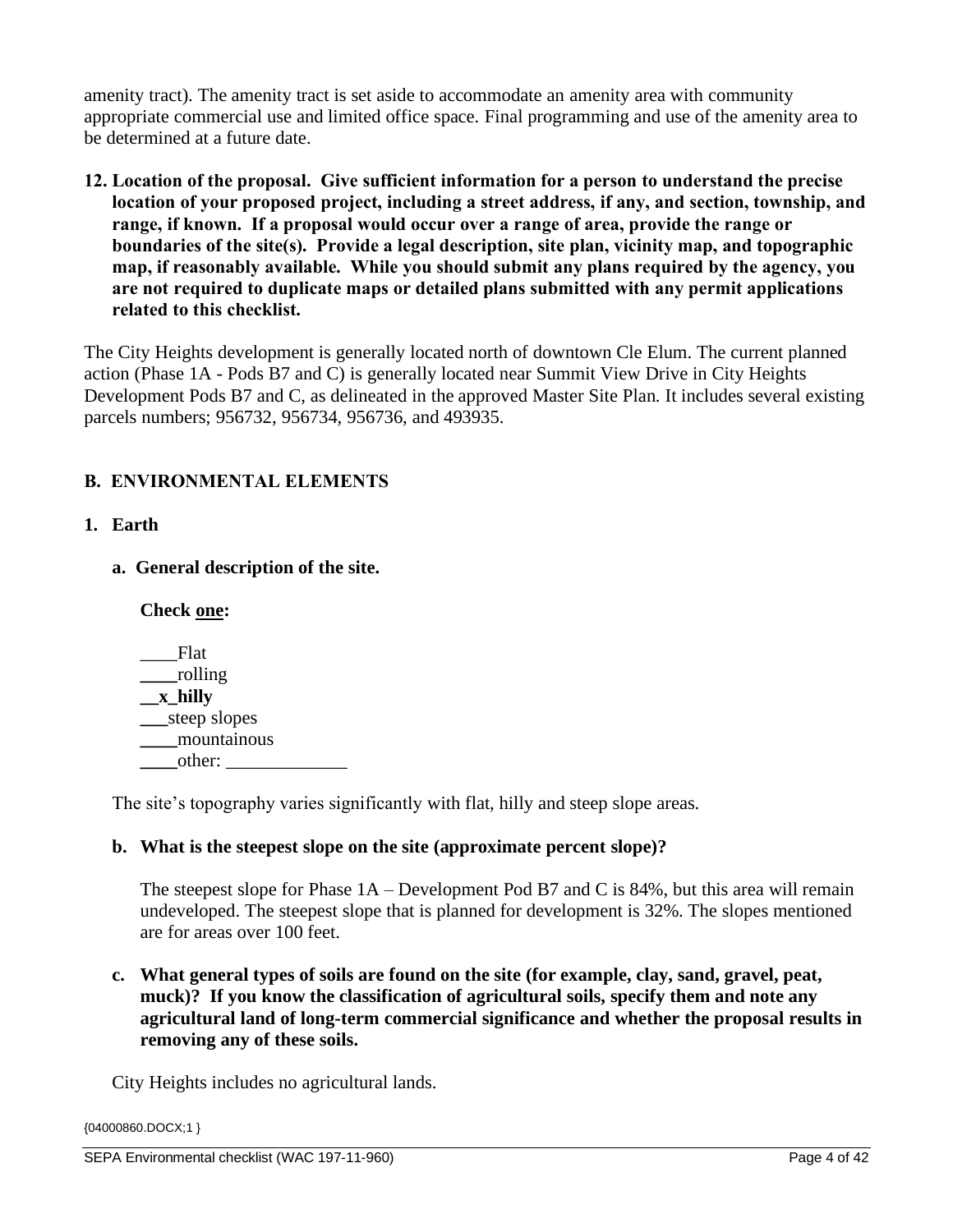amenity tract). The amenity tract is set aside to accommodate an amenity area with community appropriate commercial use and limited office space. Final programming and use of the amenity area to be determined at a future date.

**12. Location of the proposal. Give sufficient information for a person to understand the precise location of your proposed project, including a street address, if any, and section, township, and range, if known. If a proposal would occur over a range of area, provide the range or boundaries of the site(s). Provide a legal description, site plan, vicinity map, and topographic map, if reasonably available. While you should submit any plans required by the agency, you are not required to duplicate maps or detailed plans submitted with any permit applications related to this checklist.**

The City Heights development is generally located north of downtown Cle Elum. The current planned action (Phase 1A - Pods B7 and C) is generally located near Summit View Drive in City Heights Development Pods B7 and C, as delineated in the approved Master Site Plan. It includes several existing parcels numbers; 956732, 956734, 956736, and 493935.

## B. ENVIRONMENTAL ELEMENTS

### 1. Earth

**a. General description of the site.**

**Check one:**

____Flat
____rolling
**__x_hilly**
___steep slopes
____mountainous
____other: _____________

The site's topography varies significantly with flat, hilly and steep slope areas.

**b. What is the steepest slope on the site (approximate percent slope)?**

The steepest slope for Phase 1A – Development Pod B7 and C is 84%, but this area will remain undeveloped. The steepest slope that is planned for development is 32%. The slopes mentioned are for areas over 100 feet.

**c. What general types of soils are found on the site (for example, clay, sand, gravel, peat, muck)? If you know the classification of agricultural soils, specify them and note any agricultural land of long-term commercial significance and whether the proposal results in removing any of these soils.**

City Heights includes no agricultural lands.

{04000860.DOCX;1 }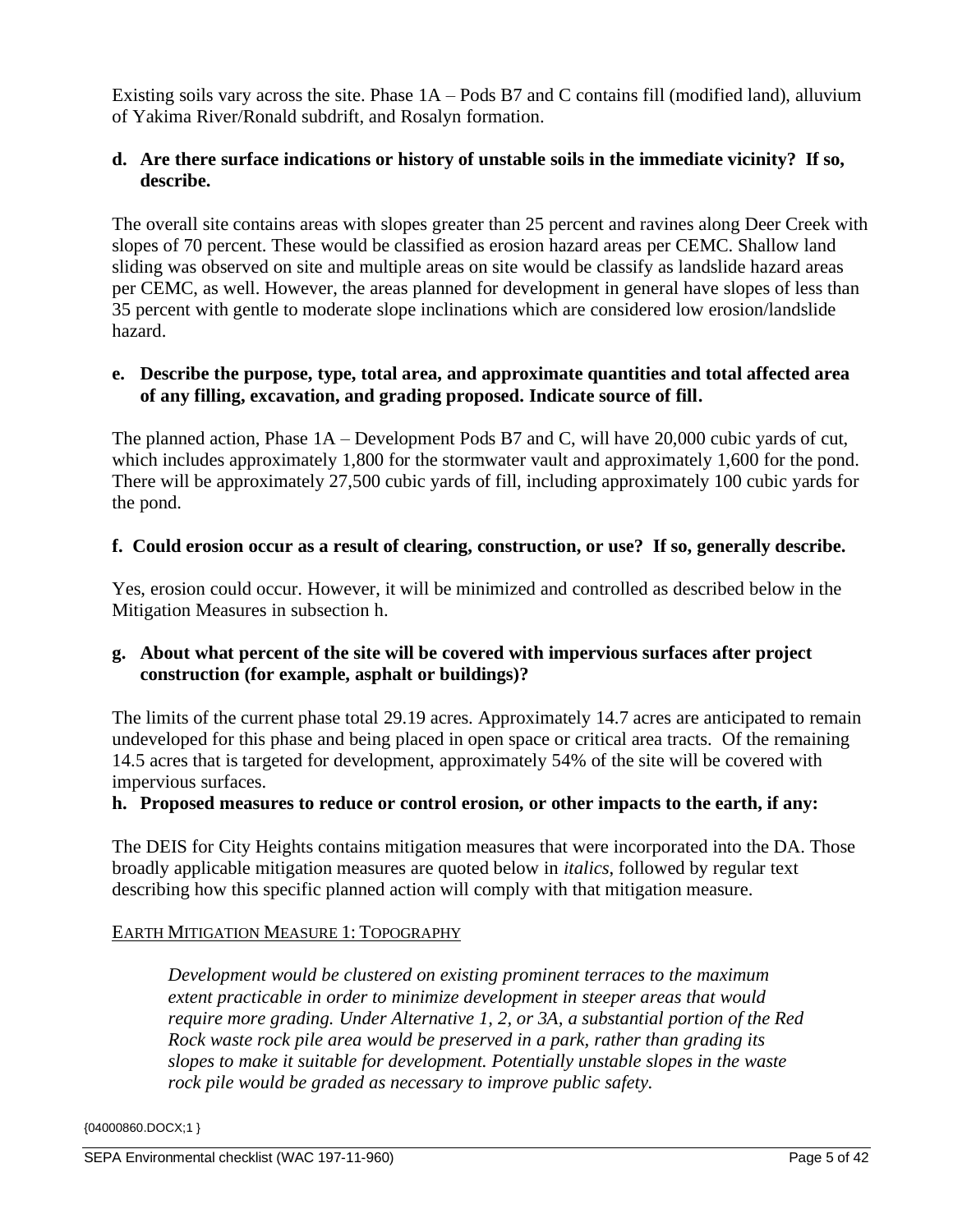Existing soils vary across the site. Phase 1A – Pods B7 and C contains fill (modified land), alluvium of Yakima River/Ronald subdrift, and Rosalyn formation.

**d. Are there surface indications or history of unstable soils in the immediate vicinity? If so, describe.**

The overall site contains areas with slopes greater than 25 percent and ravines along Deer Creek with slopes of 70 percent. These would be classified as erosion hazard areas per CEMC. Shallow land sliding was observed on site and multiple areas on site would be classify as landslide hazard areas per CEMC, as well. However, the areas planned for development in general have slopes of less than 35 percent with gentle to moderate slope inclinations which are considered low erosion/landslide hazard.

**e. Describe the purpose, type, total area, and approximate quantities and total affected area of any filling, excavation, and grading proposed. Indicate source of fill.**

The planned action, Phase 1A – Development Pods B7 and C, will have 20,000 cubic yards of cut, which includes approximately 1,800 for the stormwater vault and approximately 1,600 for the pond. There will be approximately 27,500 cubic yards of fill, including approximately 100 cubic yards for the pond.

**f. Could erosion occur as a result of clearing, construction, or use? If so, generally describe.**

Yes, erosion could occur. However, it will be minimized and controlled as described below in the Mitigation Measures in subsection h.

**g. About what percent of the site will be covered with impervious surfaces after project construction (for example, asphalt or buildings)?**

The limits of the current phase total 29.19 acres. Approximately 14.7 acres are anticipated to remain undeveloped for this phase and being placed in open space or critical area tracts. Of the remaining 14.5 acres that is targeted for development, approximately 54% of the site will be covered with impervious surfaces.

**h. Proposed measures to reduce or control erosion, or other impacts to the earth, if any:**

The DEIS for City Heights contains mitigation measures that were incorporated into the DA. Those broadly applicable mitigation measures are quoted below in *italics*, followed by regular text describing how this specific planned action will comply with that mitigation measure.

EARTH MITIGATION MEASURE 1: TOPOGRAPHY

> *Development would be clustered on existing prominent terraces to the maximum extent practicable in order to minimize development in steeper areas that would require more grading. Under Alternative 1, 2, or 3A, a substantial portion of the Red Rock waste rock pile area would be preserved in a park, rather than grading its slopes to make it suitable for development. Potentially unstable slopes in the waste rock pile would be graded as necessary to improve public safety.*

{04000860.DOCX;1 }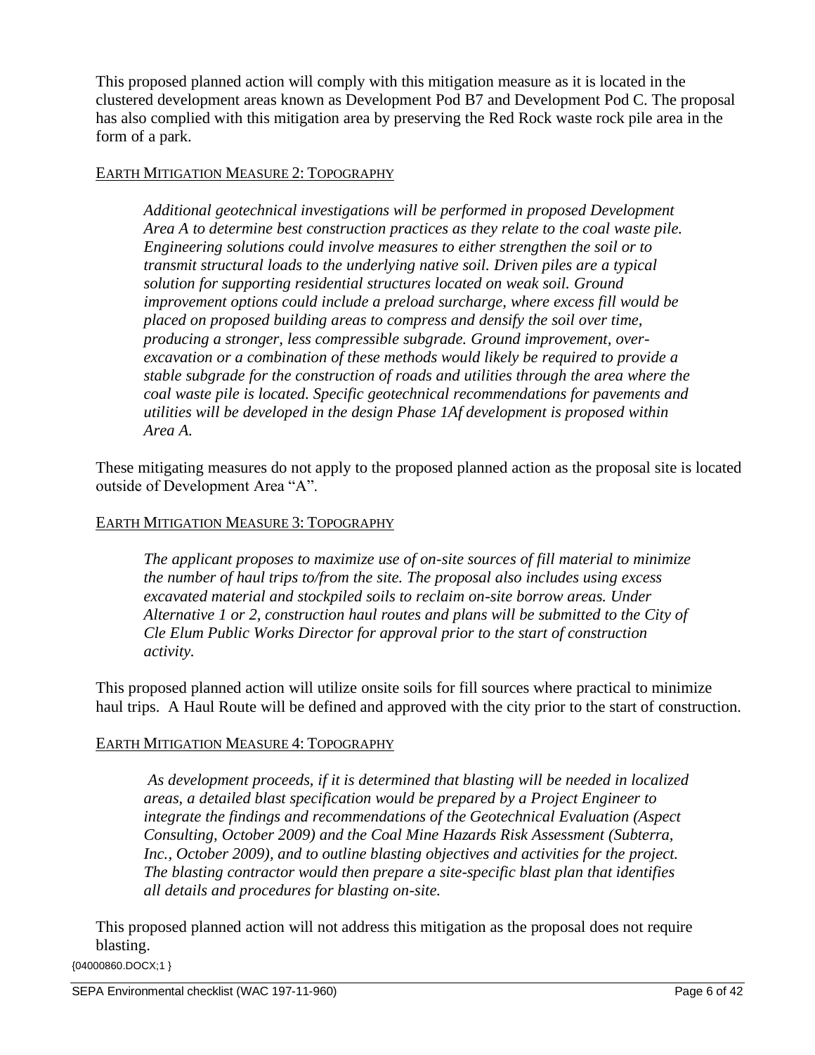This proposed planned action will comply with this mitigation measure as it is located in the clustered development areas known as Development Pod B7 and Development Pod C. The proposal has also complied with this mitigation area by preserving the Red Rock waste rock pile area in the form of a park.

EARTH MITIGATION MEASURE 2: TOPOGRAPHY

> *Additional geotechnical investigations will be performed in proposed Development Area A to determine best construction practices as they relate to the coal waste pile. Engineering solutions could involve measures to either strengthen the soil or to transmit structural loads to the underlying native soil. Driven piles are a typical solution for supporting residential structures located on weak soil. Ground improvement options could include a preload surcharge, where excess fill would be placed on proposed building areas to compress and densify the soil over time, producing a stronger, less compressible subgrade. Ground improvement, over-excavation or a combination of these methods would likely be required to provide a stable subgrade for the construction of roads and utilities through the area where the coal waste pile is located. Specific geotechnical recommendations for pavements and utilities will be developed in the design Phase 1Af development is proposed within Area A.*

These mitigating measures do not apply to the proposed planned action as the proposal site is located outside of Development Area "A".

EARTH MITIGATION MEASURE 3: TOPOGRAPHY

> *The applicant proposes to maximize use of on-site sources of fill material to minimize the number of haul trips to/from the site. The proposal also includes using excess excavated material and stockpiled soils to reclaim on-site borrow areas. Under Alternative 1 or 2, construction haul routes and plans will be submitted to the City of Cle Elum Public Works Director for approval prior to the start of construction activity.*

This proposed planned action will utilize onsite soils for fill sources where practical to minimize haul trips. A Haul Route will be defined and approved with the city prior to the start of construction.

EARTH MITIGATION MEASURE 4: TOPOGRAPHY

> *As development proceeds, if it is determined that blasting will be needed in localized areas, a detailed blast specification would be prepared by a Project Engineer to integrate the findings and recommendations of the Geotechnical Evaluation (Aspect Consulting, October 2009) and the Coal Mine Hazards Risk Assessment (Subterra, Inc., October 2009), and to outline blasting objectives and activities for the project. The blasting contractor would then prepare a site-specific blast plan that identifies all details and procedures for blasting on-site.*

This proposed planned action will not address this mitigation as the proposal does not require blasting.

{04000860.DOCX;1 }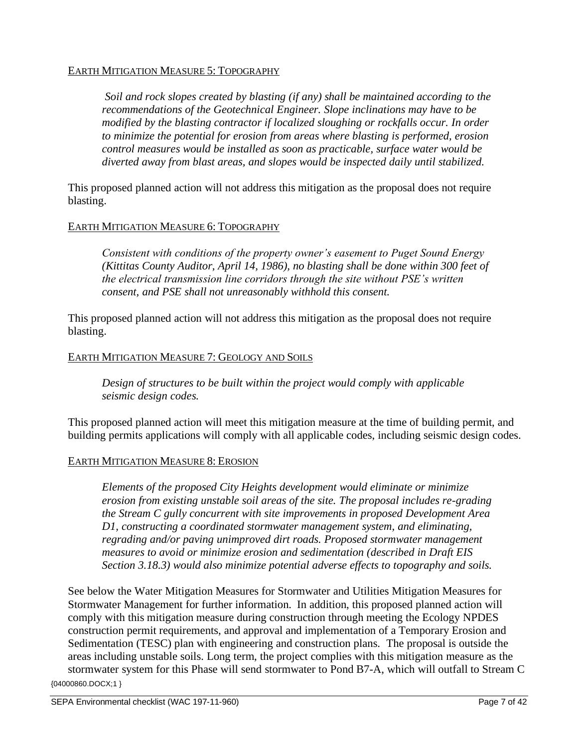<u>EARTH MITIGATION MEASURE 5: TOPOGRAPHY</u>

> *Soil and rock slopes created by blasting (if any) shall be maintained according to the recommendations of the Geotechnical Engineer. Slope inclinations may have to be modified by the blasting contractor if localized sloughing or rockfalls occur. In order to minimize the potential for erosion from areas where blasting is performed, erosion control measures would be installed as soon as practicable, surface water would be diverted away from blast areas, and slopes would be inspected daily until stabilized.*

This proposed planned action will not address this mitigation as the proposal does not require blasting.

<u>EARTH MITIGATION MEASURE 6: TOPOGRAPHY</u>

> *Consistent with conditions of the property owner's easement to Puget Sound Energy (Kittitas County Auditor, April 14, 1986), no blasting shall be done within 300 feet of the electrical transmission line corridors through the site without PSE's written consent, and PSE shall not unreasonably withhold this consent.*

This proposed planned action will not address this mitigation as the proposal does not require blasting.

<u>EARTH MITIGATION MEASURE 7: GEOLOGY AND SOILS</u>

> *Design of structures to be built within the project would comply with applicable seismic design codes.*

This proposed planned action will meet this mitigation measure at the time of building permit, and building permits applications will comply with all applicable codes, including seismic design codes.

<u>EARTH MITIGATION MEASURE 8: EROSION</u>

> *Elements of the proposed City Heights development would eliminate or minimize erosion from existing unstable soil areas of the site. The proposal includes re-grading the Stream C gully concurrent with site improvements in proposed Development Area D1, constructing a coordinated stormwater management system, and eliminating, regrading and/or paving unimproved dirt roads. Proposed stormwater management measures to avoid or minimize erosion and sedimentation (described in Draft EIS Section 3.18.3) would also minimize potential adverse effects to topography and soils.*

See below the Water Mitigation Measures for Stormwater and Utilities Mitigation Measures for Stormwater Management for further information. In addition, this proposed planned action will comply with this mitigation measure during construction through meeting the Ecology NPDES construction permit requirements, and approval and implementation of a Temporary Erosion and Sedimentation (TESC) plan with engineering and construction plans. The proposal is outside the areas including unstable soils. Long term, the project complies with this mitigation measure as the stormwater system for this Phase will send stormwater to Pond B7-A, which will outfall to Stream C

{04000860.DOCX;1 }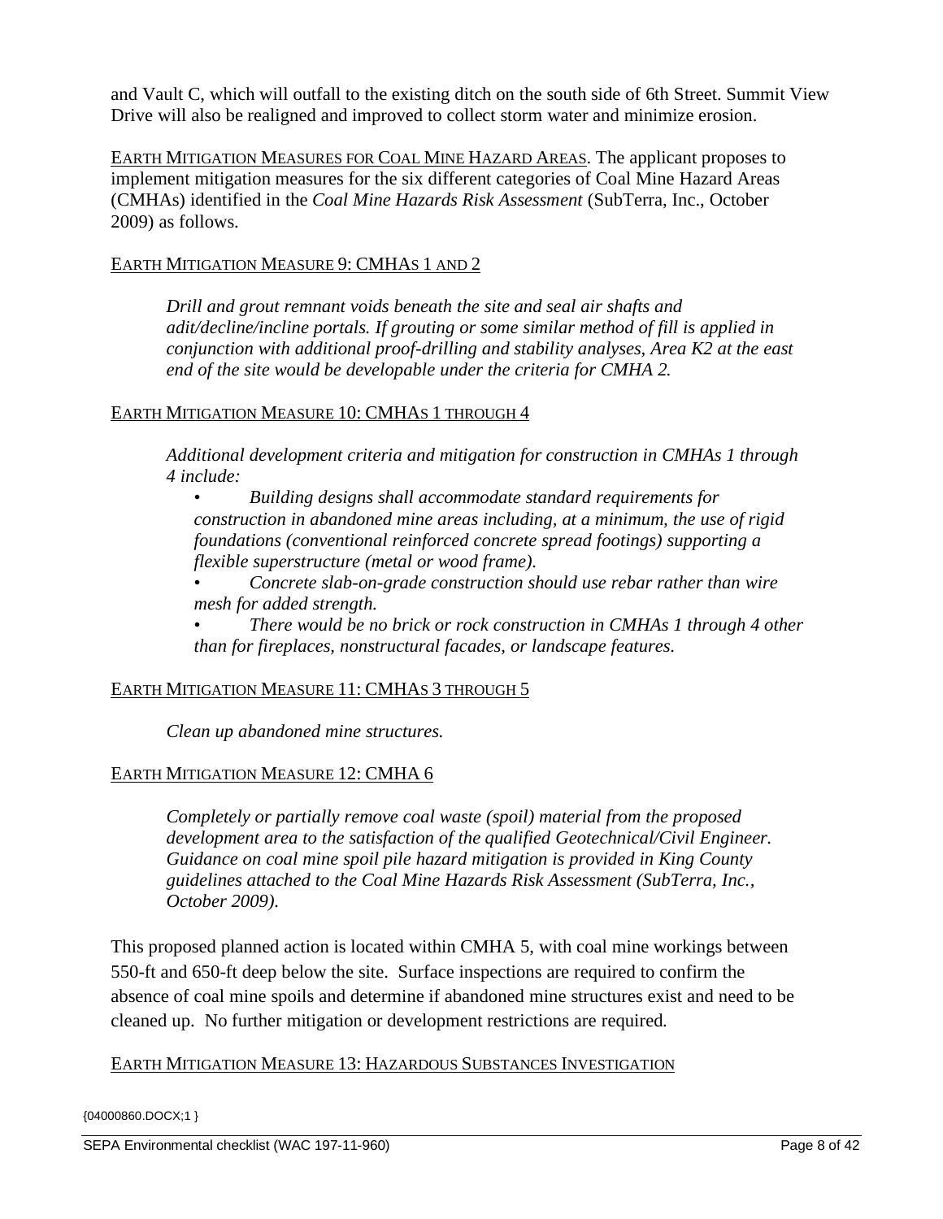and Vault C, which will outfall to the existing ditch on the south side of 6th Street. Summit View Drive will also be realigned and improved to collect storm water and minimize erosion.

EARTH MITIGATION MEASURES FOR COAL MINE HAZARD AREAS. The applicant proposes to implement mitigation measures for the six different categories of Coal Mine Hazard Areas (CMHAs) identified in the *Coal Mine Hazards Risk Assessment* (SubTerra, Inc., October 2009) as follows.

EARTH MITIGATION MEASURE 9: CMHAS 1 AND 2

> *Drill and grout remnant voids beneath the site and seal air shafts and adit/decline/incline portals. If grouting or some similar method of fill is applied in conjunction with additional proof-drilling and stability analyses, Area K2 at the east end of the site would be developable under the criteria for CMHA 2.*

EARTH MITIGATION MEASURE 10: CMHAS 1 THROUGH 4

> *Additional development criteria and mitigation for construction in CMHAs 1 through 4 include:*
>
> - *Building designs shall accommodate standard requirements for construction in abandoned mine areas including, at a minimum, the use of rigid foundations (conventional reinforced concrete spread footings) supporting a flexible superstructure (metal or wood frame).*
> - *Concrete slab-on-grade construction should use rebar rather than wire mesh for added strength.*
> - *There would be no brick or rock construction in CMHAs 1 through 4 other than for fireplaces, nonstructural facades, or landscape features.*

EARTH MITIGATION MEASURE 11: CMHAS 3 THROUGH 5

> *Clean up abandoned mine structures.*

EARTH MITIGATION MEASURE 12: CMHA 6

> *Completely or partially remove coal waste (spoil) material from the proposed development area to the satisfaction of the qualified Geotechnical/Civil Engineer. Guidance on coal mine spoil pile hazard mitigation is provided in King County guidelines attached to the Coal Mine Hazards Risk Assessment (SubTerra, Inc., October 2009).*

This proposed planned action is located within CMHA 5, with coal mine workings between 550-ft and 650-ft deep below the site. Surface inspections are required to confirm the absence of coal mine spoils and determine if abandoned mine structures exist and need to be cleaned up. No further mitigation or development restrictions are required.

EARTH MITIGATION MEASURE 13: HAZARDOUS SUBSTANCES INVESTIGATION

{04000860.DOCX;1 }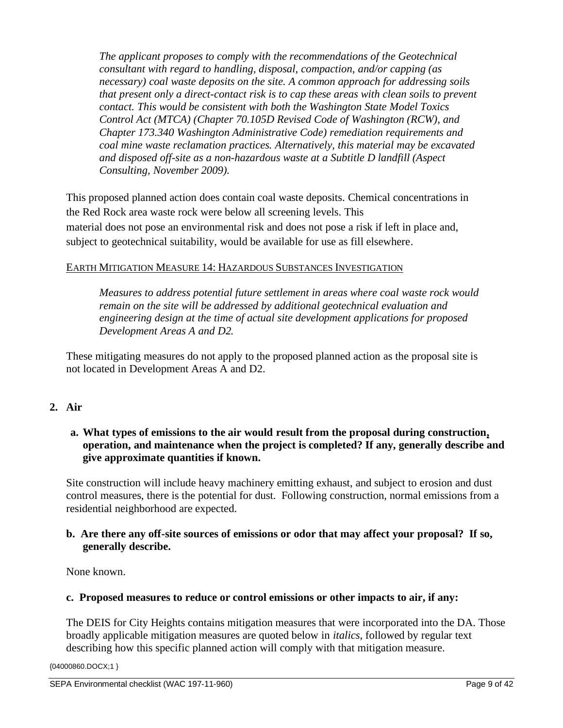*The applicant proposes to comply with the recommendations of the Geotechnical consultant with regard to handling, disposal, compaction, and/or capping (as necessary) coal waste deposits on the site. A common approach for addressing soils that present only a direct-contact risk is to cap these areas with clean soils to prevent contact. This would be consistent with both the Washington State Model Toxics Control Act (MTCA) (Chapter 70.105D Revised Code of Washington (RCW), and Chapter 173.340 Washington Administrative Code) remediation requirements and coal mine waste reclamation practices. Alternatively, this material may be excavated and disposed off-site as a non-hazardous waste at a Subtitle D landfill (Aspect Consulting, November 2009).*

This proposed planned action does contain coal waste deposits. Chemical concentrations in the Red Rock area waste rock were below all screening levels. This material does not pose an environmental risk and does not pose a risk if left in place and, subject to geotechnical suitability, would be available for use as fill elsewhere.

EARTH MITIGATION MEASURE 14: HAZARDOUS SUBSTANCES INVESTIGATION

*Measures to address potential future settlement in areas where coal waste rock would remain on the site will be addressed by additional geotechnical evaluation and engineering design at the time of actual site development applications for proposed Development Areas A and D2.*

These mitigating measures do not apply to the proposed planned action as the proposal site is not located in Development Areas A and D2.

## 2. Air

**a. What types of emissions to the air would result from the proposal during construction, operation, and maintenance when the project is completed? If any, generally describe and give approximate quantities if known.**

Site construction will include heavy machinery emitting exhaust, and subject to erosion and dust control measures, there is the potential for dust. Following construction, normal emissions from a residential neighborhood are expected.

**b. Are there any off-site sources of emissions or odor that may affect your proposal? If so, generally describe.**

None known.

**c. Proposed measures to reduce or control emissions or other impacts to air, if any:**

The DEIS for City Heights contains mitigation measures that were incorporated into the DA. Those broadly applicable mitigation measures are quoted below in *italics*, followed by regular text describing how this specific planned action will comply with that mitigation measure.

{04000860.DOCX;1 }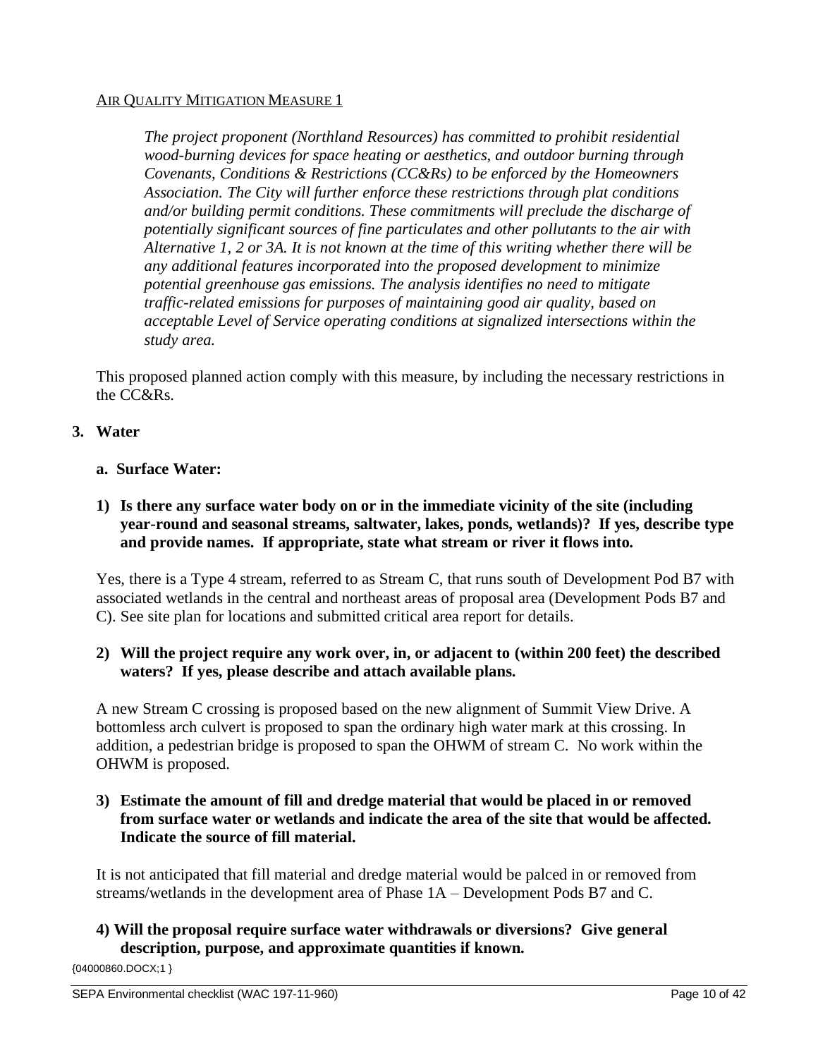AIR QUALITY MITIGATION MEASURE 1

> *The project proponent (Northland Resources) has committed to prohibit residential wood-burning devices for space heating or aesthetics, and outdoor burning through Covenants, Conditions & Restrictions (CC&Rs) to be enforced by the Homeowners Association. The City will further enforce these restrictions through plat conditions and/or building permit conditions. These commitments will preclude the discharge of potentially significant sources of fine particulates and other pollutants to the air with Alternative 1, 2 or 3A. It is not known at the time of this writing whether there will be any additional features incorporated into the proposed development to minimize potential greenhouse gas emissions. The analysis identifies no need to mitigate traffic-related emissions for purposes of maintaining good air quality, based on acceptable Level of Service operating conditions at signalized intersections within the study area.*

This proposed planned action comply with this measure, by including the necessary restrictions in the CC&Rs.

## 3. Water

### a. Surface Water:

**1) Is there any surface water body on or in the immediate vicinity of the site (including year-round and seasonal streams, saltwater, lakes, ponds, wetlands)? If yes, describe type and provide names. If appropriate, state what stream or river it flows into.**

Yes, there is a Type 4 stream, referred to as Stream C, that runs south of Development Pod B7 with associated wetlands in the central and northeast areas of proposal area (Development Pods B7 and C). See site plan for locations and submitted critical area report for details.

**2) Will the project require any work over, in, or adjacent to (within 200 feet) the described waters? If yes, please describe and attach available plans.**

A new Stream C crossing is proposed based on the new alignment of Summit View Drive. A bottomless arch culvert is proposed to span the ordinary high water mark at this crossing. In addition, a pedestrian bridge is proposed to span the OHWM of stream C. No work within the OHWM is proposed.

**3) Estimate the amount of fill and dredge material that would be placed in or removed from surface water or wetlands and indicate the area of the site that would be affected. Indicate the source of fill material.**

It is not anticipated that fill material and dredge material would be palced in or removed from streams/wetlands in the development area of Phase 1A – Development Pods B7 and C.

**4) Will the proposal require surface water withdrawals or diversions? Give general description, purpose, and approximate quantities if known.**

{04000860.DOCX;1 }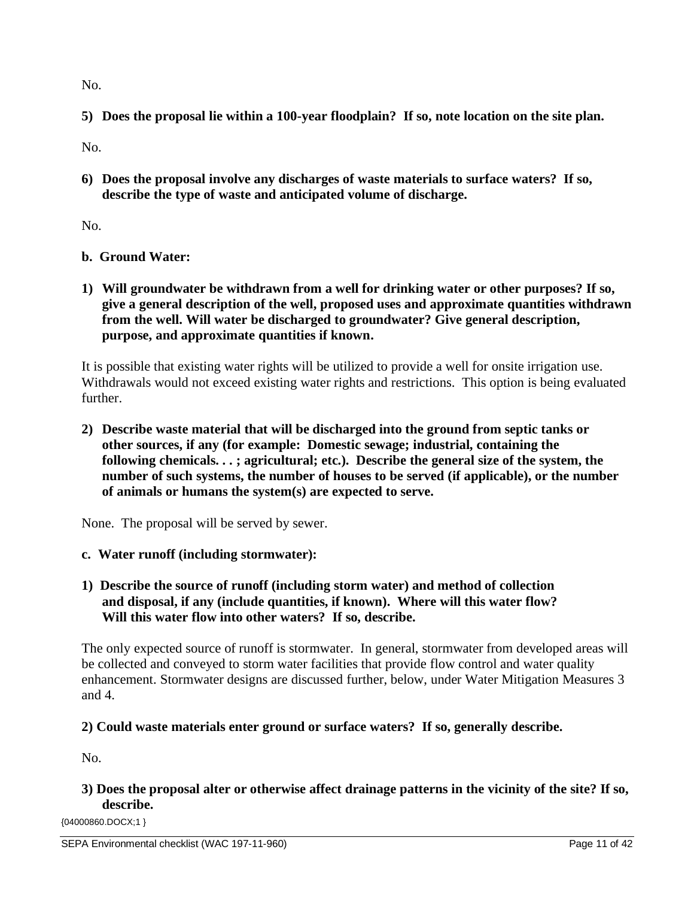No.

**5) Does the proposal lie within a 100-year floodplain? If so, note location on the site plan.**

No.

**6) Does the proposal involve any discharges of waste materials to surface waters? If so, describe the type of waste and anticipated volume of discharge.**

No.

**b. Ground Water:**

**1) Will groundwater be withdrawn from a well for drinking water or other purposes? If so, give a general description of the well, proposed uses and approximate quantities withdrawn from the well. Will water be discharged to groundwater? Give general description, purpose, and approximate quantities if known.**

It is possible that existing water rights will be utilized to provide a well for onsite irrigation use. Withdrawals would not exceed existing water rights and restrictions. This option is being evaluated further.

**2) Describe waste material that will be discharged into the ground from septic tanks or other sources, if any (for example: Domestic sewage; industrial, containing the following chemicals. . . ; agricultural; etc.). Describe the general size of the system, the number of such systems, the number of houses to be served (if applicable), or the number of animals or humans the system(s) are expected to serve.**

None. The proposal will be served by sewer.

**c. Water runoff (including stormwater):**

**1) Describe the source of runoff (including storm water) and method of collection and disposal, if any (include quantities, if known). Where will this water flow? Will this water flow into other waters? If so, describe.**

The only expected source of runoff is stormwater. In general, stormwater from developed areas will be collected and conveyed to storm water facilities that provide flow control and water quality enhancement. Stormwater designs are discussed further, below, under Water Mitigation Measures 3 and 4.

**2) Could waste materials enter ground or surface waters? If so, generally describe.**

No.

**3) Does the proposal alter or otherwise affect drainage patterns in the vicinity of the site? If so, describe.**

{04000860.DOCX;1 }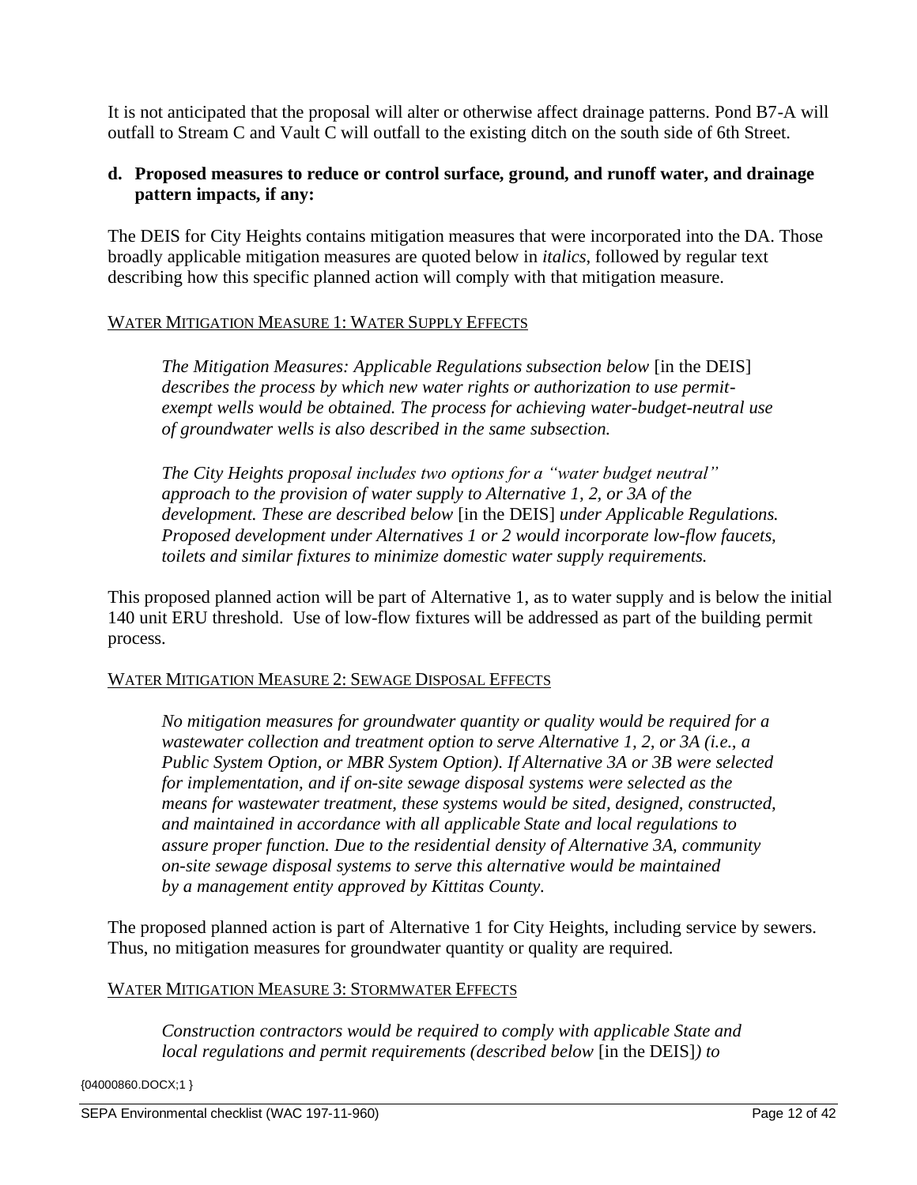It is not anticipated that the proposal will alter or otherwise affect drainage patterns. Pond B7-A will outfall to Stream C and Vault C will outfall to the existing ditch on the south side of 6th Street.

**d. Proposed measures to reduce or control surface, ground, and runoff water, and drainage pattern impacts, if any:**

The DEIS for City Heights contains mitigation measures that were incorporated into the DA. Those broadly applicable mitigation measures are quoted below in *italics*, followed by regular text describing how this specific planned action will comply with that mitigation measure.

<u>WATER MITIGATION MEASURE 1: WATER SUPPLY EFFECTS</u>

> *The Mitigation Measures: Applicable Regulations subsection below* [in the DEIS] *describes the process by which new water rights or authorization to use permit-exempt wells would be obtained. The process for achieving water-budget-neutral use of groundwater wells is also described in the same subsection.*
>
> *The City Heights proposal includes two options for a "water budget neutral" approach to the provision of water supply to Alternative 1, 2, or 3A of the development. These are described below* [in the DEIS] *under Applicable Regulations. Proposed development under Alternatives 1 or 2 would incorporate low-flow faucets, toilets and similar fixtures to minimize domestic water supply requirements.*

This proposed planned action will be part of Alternative 1, as to water supply and is below the initial 140 unit ERU threshold. Use of low-flow fixtures will be addressed as part of the building permit process.

<u>WATER MITIGATION MEASURE 2: SEWAGE DISPOSAL EFFECTS</u>

> *No mitigation measures for groundwater quantity or quality would be required for a wastewater collection and treatment option to serve Alternative 1, 2, or 3A (i.e., a Public System Option, or MBR System Option). If Alternative 3A or 3B were selected for implementation, and if on-site sewage disposal systems were selected as the means for wastewater treatment, these systems would be sited, designed, constructed, and maintained in accordance with all applicable State and local regulations to assure proper function. Due to the residential density of Alternative 3A, community on-site sewage disposal systems to serve this alternative would be maintained by a management entity approved by Kittitas County.*

The proposed planned action is part of Alternative 1 for City Heights, including service by sewers. Thus, no mitigation measures for groundwater quantity or quality are required.

<u>WATER MITIGATION MEASURE 3: STORMWATER EFFECTS</u>

> *Construction contractors would be required to comply with applicable State and local regulations and permit requirements (described below* [in the DEIS]*) to*

{04000860.DOCX;1 }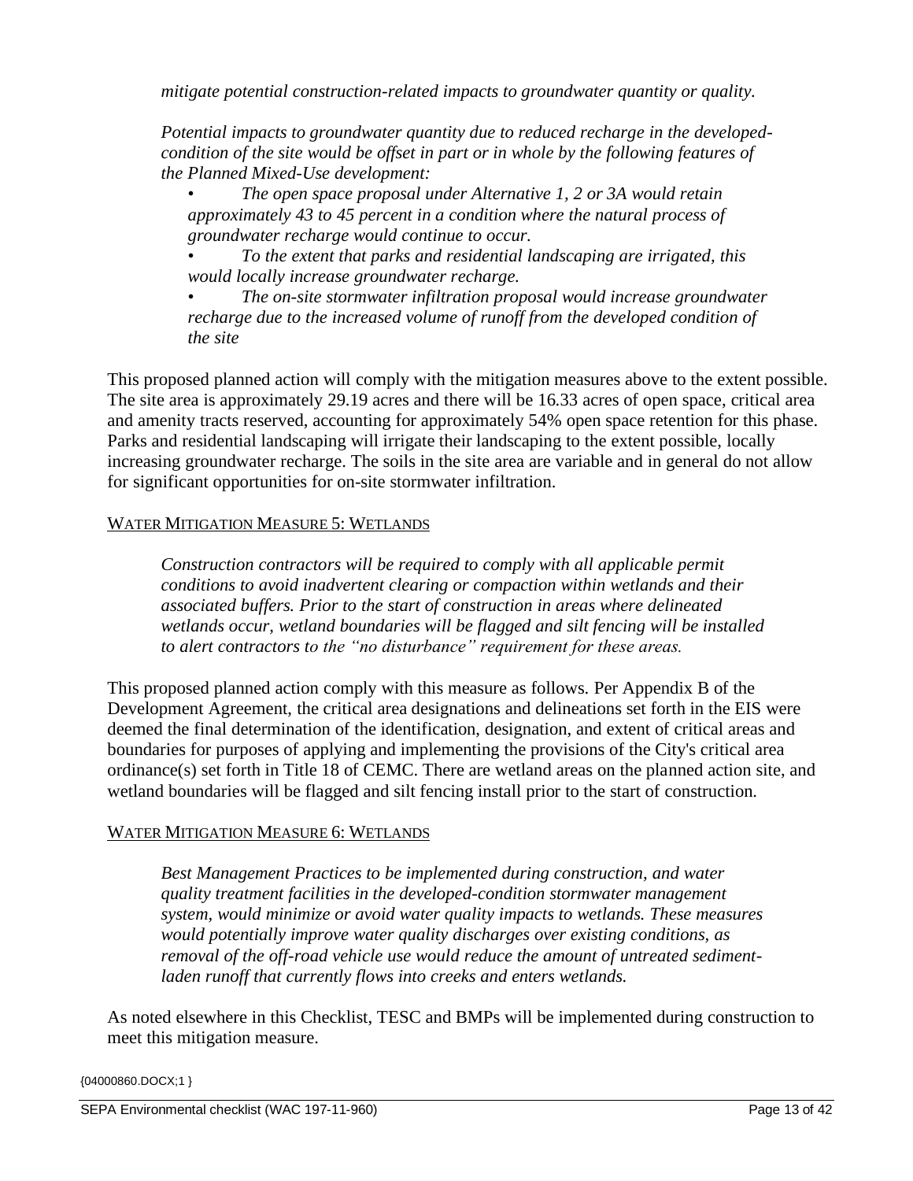*mitigate potential construction-related impacts to groundwater quantity or quality.*

*Potential impacts to groundwater quantity due to reduced recharge in the developed-condition of the site would be offset in part or in whole by the following features of the Planned Mixed-Use development:*

- *The open space proposal under Alternative 1, 2 or 3A would retain approximately 43 to 45 percent in a condition where the natural process of groundwater recharge would continue to occur.*
- *To the extent that parks and residential landscaping are irrigated, this would locally increase groundwater recharge.*
- *The on-site stormwater infiltration proposal would increase groundwater recharge due to the increased volume of runoff from the developed condition of the site*

This proposed planned action will comply with the mitigation measures above to the extent possible. The site area is approximately 29.19 acres and there will be 16.33 acres of open space, critical area and amenity tracts reserved, accounting for approximately 54% open space retention for this phase. Parks and residential landscaping will irrigate their landscaping to the extent possible, locally increasing groundwater recharge. The soils in the site area are variable and in general do not allow for significant opportunities for on-site stormwater infiltration.

WATER MITIGATION MEASURE 5: WETLANDS

*Construction contractors will be required to comply with all applicable permit conditions to avoid inadvertent clearing or compaction within wetlands and their associated buffers. Prior to the start of construction in areas where delineated wetlands occur, wetland boundaries will be flagged and silt fencing will be installed to alert contractors to the "no disturbance" requirement for these areas.*

This proposed planned action comply with this measure as follows. Per Appendix B of the Development Agreement, the critical area designations and delineations set forth in the EIS were deemed the final determination of the identification, designation, and extent of critical areas and boundaries for purposes of applying and implementing the provisions of the City's critical area ordinance(s) set forth in Title 18 of CEMC. There are wetland areas on the planned action site, and wetland boundaries will be flagged and silt fencing install prior to the start of construction.

WATER MITIGATION MEASURE 6: WETLANDS

*Best Management Practices to be implemented during construction, and water quality treatment facilities in the developed-condition stormwater management system, would minimize or avoid water quality impacts to wetlands. These measures would potentially improve water quality discharges over existing conditions, as removal of the off-road vehicle use would reduce the amount of untreated sediment-laden runoff that currently flows into creeks and enters wetlands.*

As noted elsewhere in this Checklist, TESC and BMPs will be implemented during construction to meet this mitigation measure.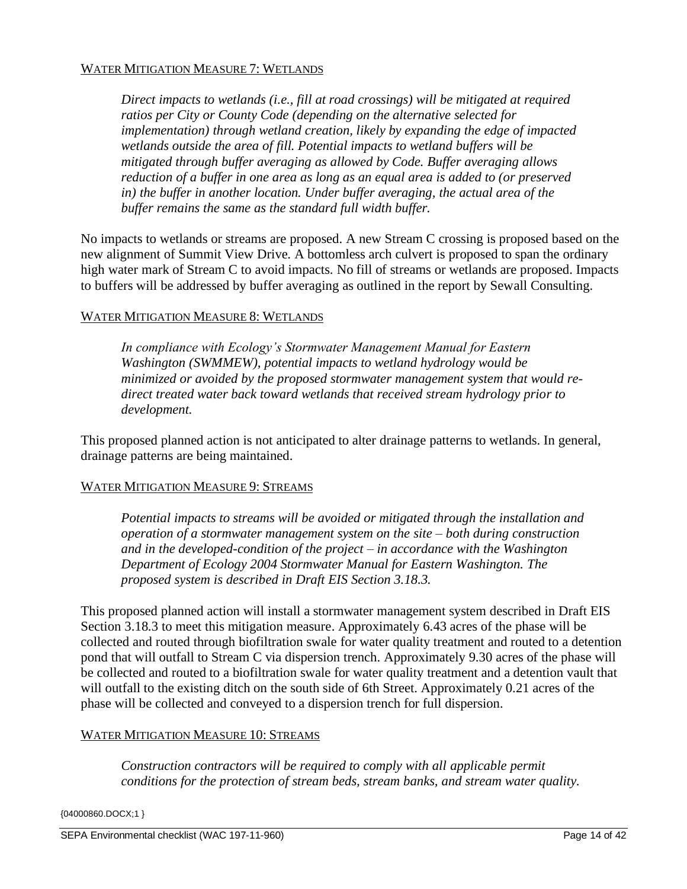WATER MITIGATION MEASURE 7: WETLANDS

> *Direct impacts to wetlands (i.e., fill at road crossings) will be mitigated at required ratios per City or County Code (depending on the alternative selected for implementation) through wetland creation, likely by expanding the edge of impacted wetlands outside the area of fill. Potential impacts to wetland buffers will be mitigated through buffer averaging as allowed by Code. Buffer averaging allows reduction of a buffer in one area as long as an equal area is added to (or preserved in) the buffer in another location. Under buffer averaging, the actual area of the buffer remains the same as the standard full width buffer.*

No impacts to wetlands or streams are proposed. A new Stream C crossing is proposed based on the new alignment of Summit View Drive. A bottomless arch culvert is proposed to span the ordinary high water mark of Stream C to avoid impacts. No fill of streams or wetlands are proposed. Impacts to buffers will be addressed by buffer averaging as outlined in the report by Sewall Consulting.

WATER MITIGATION MEASURE 8: WETLANDS

> *In compliance with Ecology's Stormwater Management Manual for Eastern Washington (SWMMEW), potential impacts to wetland hydrology would be minimized or avoided by the proposed stormwater management system that would re-direct treated water back toward wetlands that received stream hydrology prior to development.*

This proposed planned action is not anticipated to alter drainage patterns to wetlands. In general, drainage patterns are being maintained.

WATER MITIGATION MEASURE 9: STREAMS

> *Potential impacts to streams will be avoided or mitigated through the installation and operation of a stormwater management system on the site – both during construction and in the developed-condition of the project – in accordance with the Washington Department of Ecology 2004 Stormwater Manual for Eastern Washington. The proposed system is described in Draft EIS Section 3.18.3.*

This proposed planned action will install a stormwater management system described in Draft EIS Section 3.18.3 to meet this mitigation measure. Approximately 6.43 acres of the phase will be collected and routed through biofiltration swale for water quality treatment and routed to a detention pond that will outfall to Stream C via dispersion trench. Approximately 9.30 acres of the phase will be collected and routed to a biofiltration swale for water quality treatment and a detention vault that will outfall to the existing ditch on the south side of 6th Street. Approximately 0.21 acres of the phase will be collected and conveyed to a dispersion trench for full dispersion.

WATER MITIGATION MEASURE 10: STREAMS

> *Construction contractors will be required to comply with all applicable permit conditions for the protection of stream beds, stream banks, and stream water quality.*

{04000860.DOCX;1 }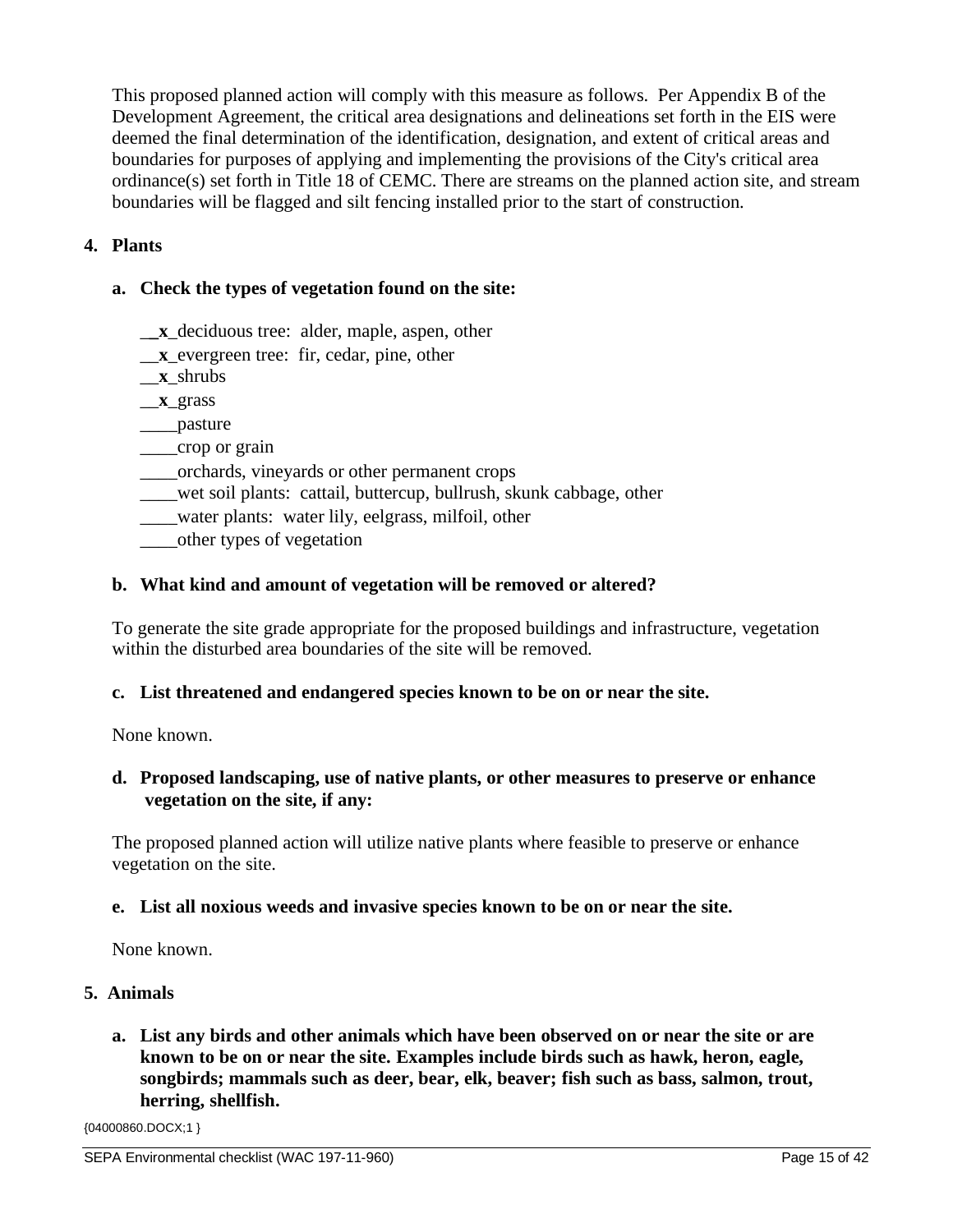This proposed planned action will comply with this measure as follows. Per Appendix B of the Development Agreement, the critical area designations and delineations set forth in the EIS were deemed the final determination of the identification, designation, and extent of critical areas and boundaries for purposes of applying and implementing the provisions of the City's critical area ordinance(s) set forth in Title 18 of CEMC. There are streams on the planned action site, and stream boundaries will be flagged and silt fencing installed prior to the start of construction.

## 4. Plants

### a. Check the types of vegetation found on the site:

__**x**_deciduous tree: alder, maple, aspen, other
__**x**_evergreen tree: fir, cedar, pine, other
__**x**_shrubs
__**x**_grass
____pasture
____crop or grain
____orchards, vineyards or other permanent crops
____wet soil plants: cattail, buttercup, bullrush, skunk cabbage, other
____water plants: water lily, eelgrass, milfoil, other
____other types of vegetation

### b. What kind and amount of vegetation will be removed or altered?

To generate the site grade appropriate for the proposed buildings and infrastructure, vegetation within the disturbed area boundaries of the site will be removed.

### c. List threatened and endangered species known to be on or near the site.

None known.

### d. Proposed landscaping, use of native plants, or other measures to preserve or enhance vegetation on the site, if any:

The proposed planned action will utilize native plants where feasible to preserve or enhance vegetation on the site.

### e. List all noxious weeds and invasive species known to be on or near the site.

None known.

## 5. Animals

### a. List any birds and other animals which have been observed on or near the site or are known to be on or near the site. Examples include birds such as hawk, heron, eagle, songbirds; mammals such as deer, bear, elk, beaver; fish such as bass, salmon, trout, herring, shellfish.

{04000860.DOCX;1 }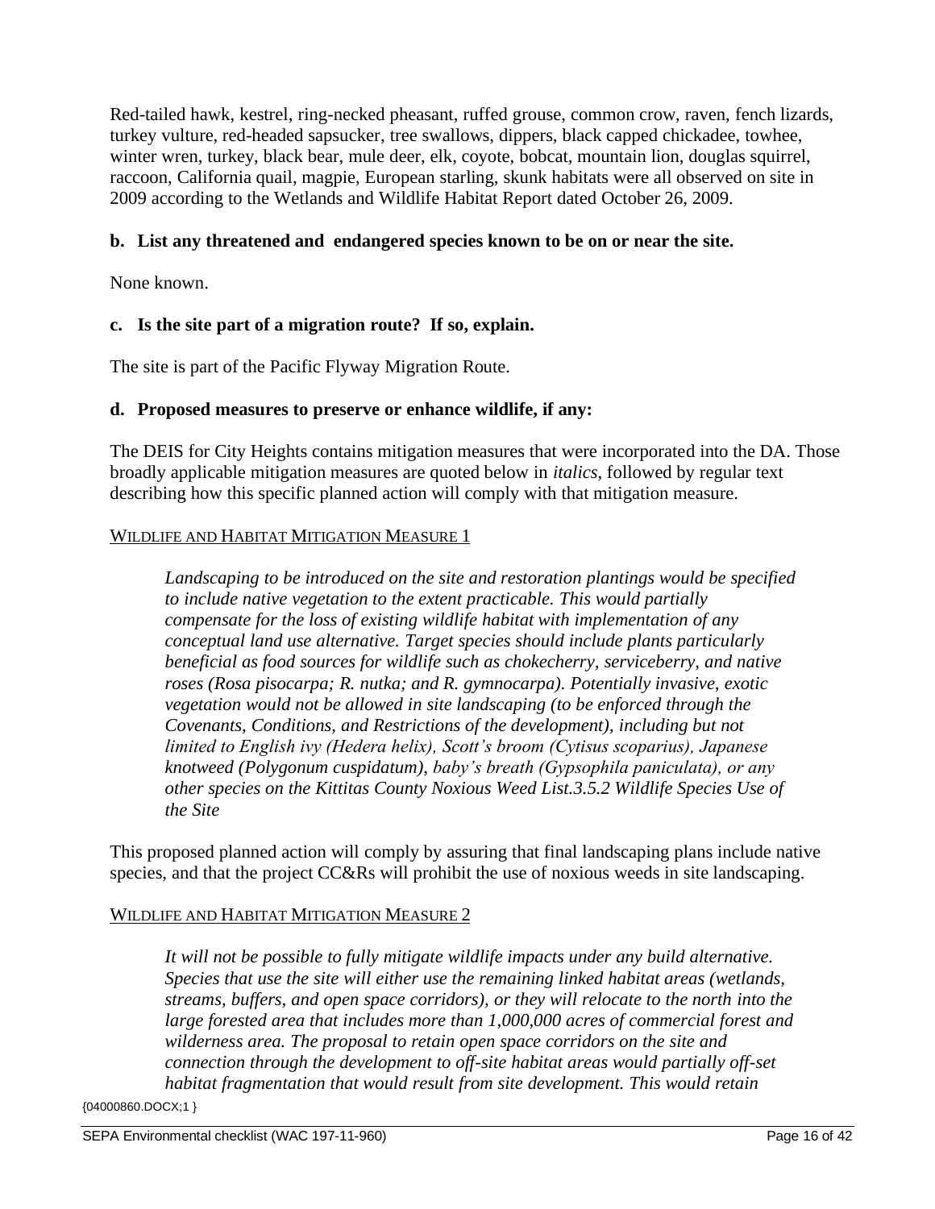Red-tailed hawk, kestrel, ring-necked pheasant, ruffed grouse, common crow, raven, fench lizards, turkey vulture, red-headed sapsucker, tree swallows, dippers, black capped chickadee, towhee, winter wren, turkey, black bear, mule deer, elk, coyote, bobcat, mountain lion, douglas squirrel, raccoon, California quail, magpie, European starling, skunk habitats were all observed on site in 2009 according to the Wetlands and Wildlife Habitat Report dated October 26, 2009.

**b. List any threatened and endangered species known to be on or near the site.**

None known.

**c. Is the site part of a migration route? If so, explain.**

The site is part of the Pacific Flyway Migration Route.

**d. Proposed measures to preserve or enhance wildlife, if any:**

The DEIS for City Heights contains mitigation measures that were incorporated into the DA. Those broadly applicable mitigation measures are quoted below in *italics*, followed by regular text describing how this specific planned action will comply with that mitigation measure.

WILDLIFE AND HABITAT MITIGATION MEASURE 1

> *Landscaping to be introduced on the site and restoration plantings would be specified to include native vegetation to the extent practicable. This would partially compensate for the loss of existing wildlife habitat with implementation of any conceptual land use alternative. Target species should include plants particularly beneficial as food sources for wildlife such as chokecherry, serviceberry, and native roses (Rosa pisocarpa; R. nutka; and R. gymnocarpa). Potentially invasive, exotic vegetation would not be allowed in site landscaping (to be enforced through the Covenants, Conditions, and Restrictions of the development), including but not limited to English ivy (Hedera helix), Scott's broom (Cytisus scoparius), Japanese knotweed (Polygonum cuspidatum), baby's breath (Gypsophila paniculata), or any other species on the Kittitas County Noxious Weed List.3.5.2 Wildlife Species Use of the Site*

This proposed planned action will comply by assuring that final landscaping plans include native species, and that the project CC&Rs will prohibit the use of noxious weeds in site landscaping.

WILDLIFE AND HABITAT MITIGATION MEASURE 2

> *It will not be possible to fully mitigate wildlife impacts under any build alternative. Species that use the site will either use the remaining linked habitat areas (wetlands, streams, buffers, and open space corridors), or they will relocate to the north into the large forested area that includes more than 1,000,000 acres of commercial forest and wilderness area. The proposal to retain open space corridors on the site and connection through the development to off-site habitat areas would partially off-set habitat fragmentation that would result from site development. This would retain*

{04000860.DOCX;1 }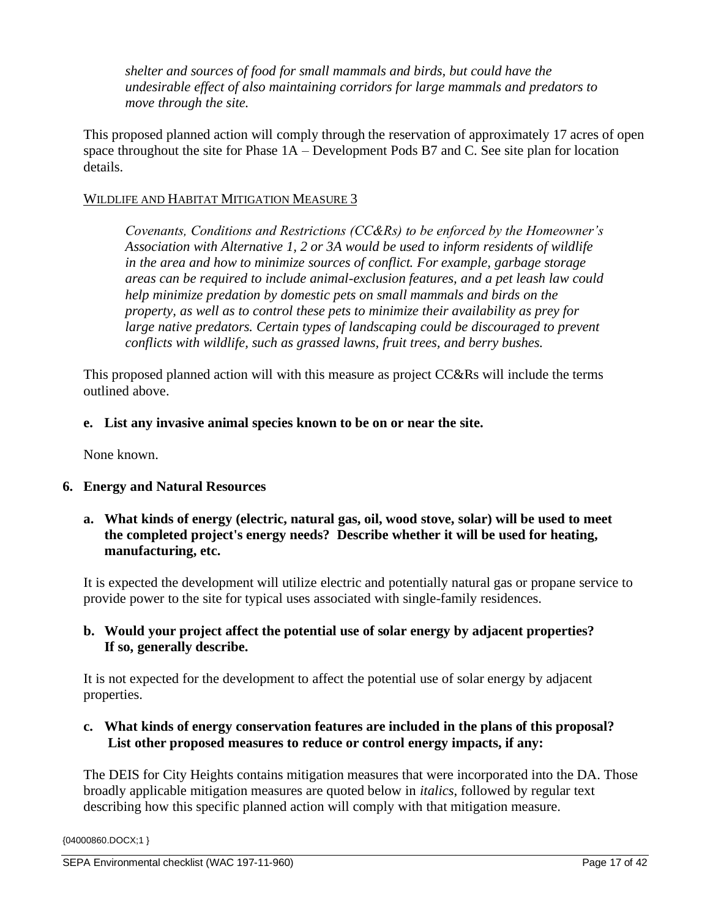*shelter and sources of food for small mammals and birds, but could have the undesirable effect of also maintaining corridors for large mammals and predators to move through the site.*

This proposed planned action will comply through the reservation of approximately 17 acres of open space throughout the site for Phase 1A – Development Pods B7 and C. See site plan for location details.

WILDLIFE AND HABITAT MITIGATION MEASURE 3

*Covenants, Conditions and Restrictions (CC&Rs) to be enforced by the Homeowner's Association with Alternative 1, 2 or 3A would be used to inform residents of wildlife in the area and how to minimize sources of conflict. For example, garbage storage areas can be required to include animal-exclusion features, and a pet leash law could help minimize predation by domestic pets on small mammals and birds on the property, as well as to control these pets to minimize their availability as prey for large native predators. Certain types of landscaping could be discouraged to prevent conflicts with wildlife, such as grassed lawns, fruit trees, and berry bushes.*

This proposed planned action will with this measure as project CC&Rs will include the terms outlined above.

**e. List any invasive animal species known to be on or near the site.**

None known.

**6. Energy and Natural Resources**

**a. What kinds of energy (electric, natural gas, oil, wood stove, solar) will be used to meet the completed project's energy needs? Describe whether it will be used for heating, manufacturing, etc.**

It is expected the development will utilize electric and potentially natural gas or propane service to provide power to the site for typical uses associated with single-family residences.

**b. Would your project affect the potential use of solar energy by adjacent properties? If so, generally describe.**

It is not expected for the development to affect the potential use of solar energy by adjacent properties.

**c. What kinds of energy conservation features are included in the plans of this proposal? List other proposed measures to reduce or control energy impacts, if any:**

The DEIS for City Heights contains mitigation measures that were incorporated into the DA. Those broadly applicable mitigation measures are quoted below in *italics*, followed by regular text describing how this specific planned action will comply with that mitigation measure.

{04000860.DOCX;1 }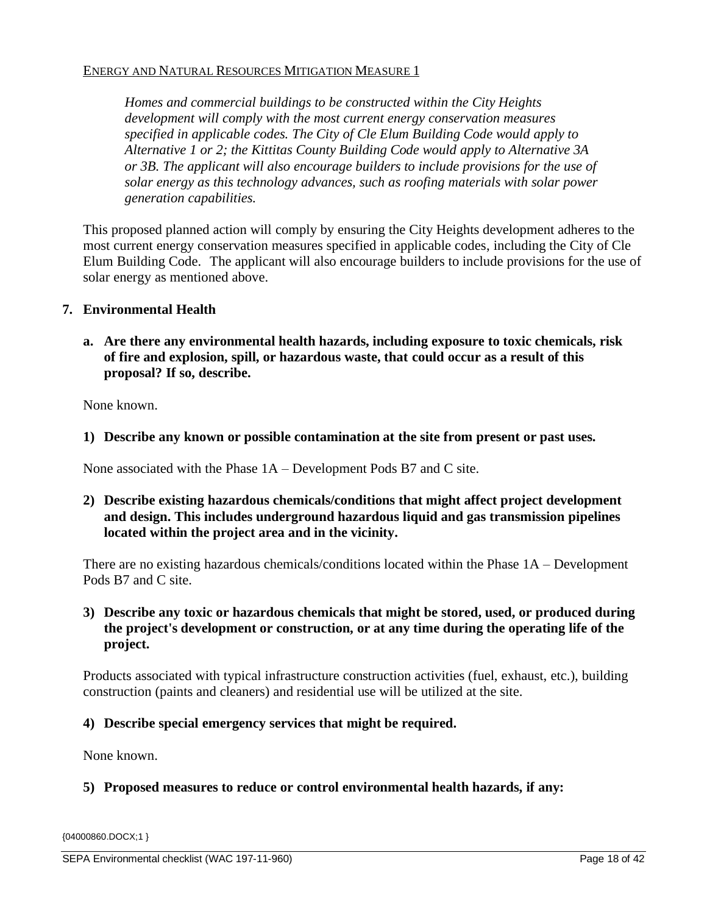<u>ENERGY AND NATURAL RESOURCES MITIGATION MEASURE 1</u>

*Homes and commercial buildings to be constructed within the City Heights development will comply with the most current energy conservation measures specified in applicable codes. The City of Cle Elum Building Code would apply to Alternative 1 or 2; the Kittitas County Building Code would apply to Alternative 3A or 3B. The applicant will also encourage builders to include provisions for the use of solar energy as this technology advances, such as roofing materials with solar power generation capabilities.*

This proposed planned action will comply by ensuring the City Heights development adheres to the most current energy conservation measures specified in applicable codes, including the City of Cle Elum Building Code. The applicant will also encourage builders to include provisions for the use of solar energy as mentioned above.

**7. Environmental Health**

**a. Are there any environmental health hazards, including exposure to toxic chemicals, risk of fire and explosion, spill, or hazardous waste, that could occur as a result of this proposal? If so, describe.**

None known.

**1) Describe any known or possible contamination at the site from present or past uses.**

None associated with the Phase 1A – Development Pods B7 and C site.

**2) Describe existing hazardous chemicals/conditions that might affect project development and design. This includes underground hazardous liquid and gas transmission pipelines located within the project area and in the vicinity.**

There are no existing hazardous chemicals/conditions located within the Phase 1A – Development Pods B7 and C site.

**3) Describe any toxic or hazardous chemicals that might be stored, used, or produced during the project's development or construction, or at any time during the operating life of the project.**

Products associated with typical infrastructure construction activities (fuel, exhaust, etc.), building construction (paints and cleaners) and residential use will be utilized at the site.

**4) Describe special emergency services that might be required.**

None known.

**5) Proposed measures to reduce or control environmental health hazards, if any:**

{04000860.DOCX;1 }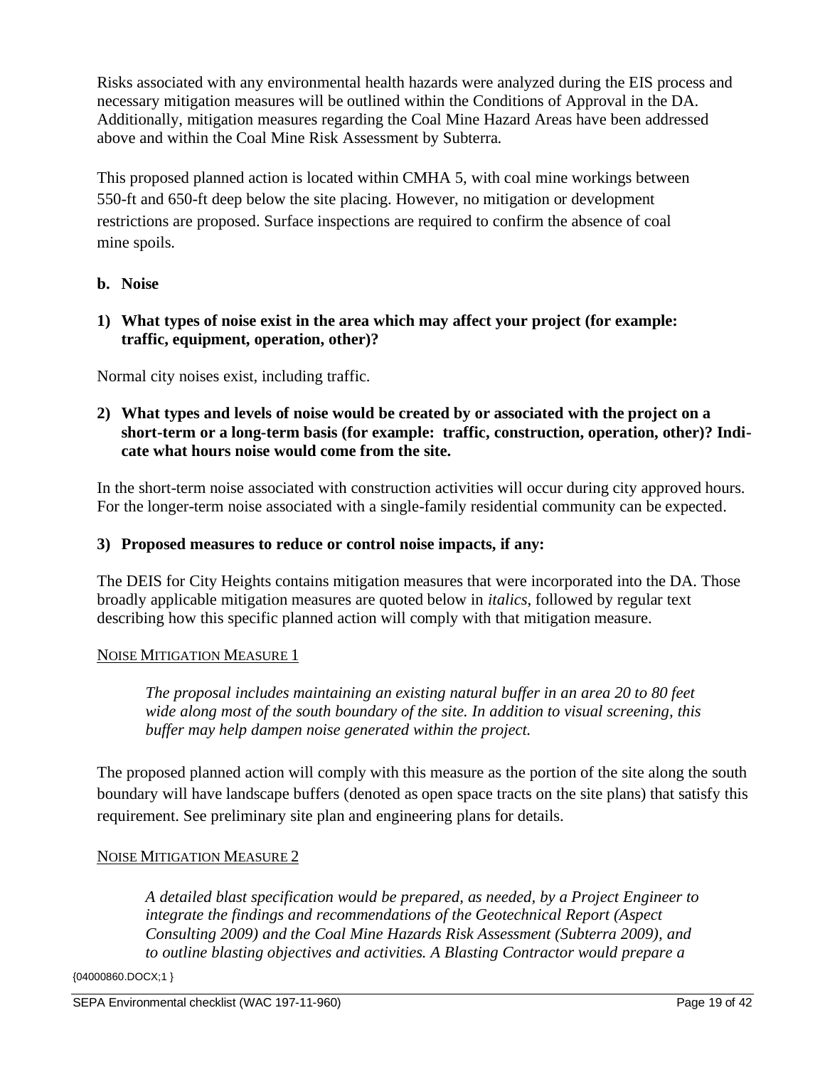Risks associated with any environmental health hazards were analyzed during the EIS process and necessary mitigation measures will be outlined within the Conditions of Approval in the DA. Additionally, mitigation measures regarding the Coal Mine Hazard Areas have been addressed above and within the Coal Mine Risk Assessment by Subterra.

This proposed planned action is located within CMHA 5, with coal mine workings between 550-ft and 650-ft deep below the site placing. However, no mitigation or development restrictions are proposed. Surface inspections are required to confirm the absence of coal mine spoils.

**b. Noise**

**1) What types of noise exist in the area which may affect your project (for example: traffic, equipment, operation, other)?**

Normal city noises exist, including traffic.

**2) What types and levels of noise would be created by or associated with the project on a short-term or a long-term basis (for example: traffic, construction, operation, other)? Indicate what hours noise would come from the site.**

In the short-term noise associated with construction activities will occur during city approved hours. For the longer-term noise associated with a single-family residential community can be expected.

**3) Proposed measures to reduce or control noise impacts, if any:**

The DEIS for City Heights contains mitigation measures that were incorporated into the DA. Those broadly applicable mitigation measures are quoted below in *italics*, followed by regular text describing how this specific planned action will comply with that mitigation measure.

<u>NOISE MITIGATION MEASURE 1</u>

> *The proposal includes maintaining an existing natural buffer in an area 20 to 80 feet wide along most of the south boundary of the site. In addition to visual screening, this buffer may help dampen noise generated within the project.*

The proposed planned action will comply with this measure as the portion of the site along the south boundary will have landscape buffers (denoted as open space tracts on the site plans) that satisfy this requirement. See preliminary site plan and engineering plans for details.

<u>NOISE MITIGATION MEASURE 2</u>

> *A detailed blast specification would be prepared, as needed, by a Project Engineer to integrate the findings and recommendations of the Geotechnical Report (Aspect Consulting 2009) and the Coal Mine Hazards Risk Assessment (Subterra 2009), and to outline blasting objectives and activities. A Blasting Contractor would prepare a*

{04000860.DOCX;1 }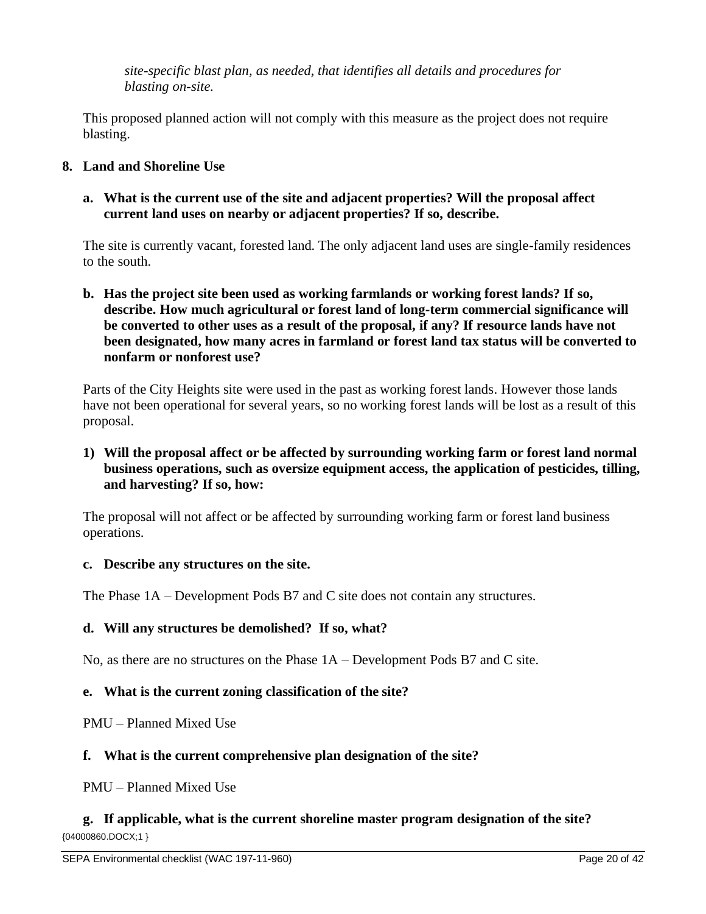*site-specific blast plan, as needed, that identifies all details and procedures for blasting on-site.*

This proposed planned action will not comply with this measure as the project does not require blasting.

**8. Land and Shoreline Use**

**a. What is the current use of the site and adjacent properties? Will the proposal affect current land uses on nearby or adjacent properties? If so, describe.**

The site is currently vacant, forested land. The only adjacent land uses are single-family residences to the south.

**b. Has the project site been used as working farmlands or working forest lands? If so, describe. How much agricultural or forest land of long-term commercial significance will be converted to other uses as a result of the proposal, if any? If resource lands have not been designated, how many acres in farmland or forest land tax status will be converted to nonfarm or nonforest use?**

Parts of the City Heights site were used in the past as working forest lands. However those lands have not been operational for several years, so no working forest lands will be lost as a result of this proposal.

**1) Will the proposal affect or be affected by surrounding working farm or forest land normal business operations, such as oversize equipment access, the application of pesticides, tilling, and harvesting? If so, how:**

The proposal will not affect or be affected by surrounding working farm or forest land business operations.

**c. Describe any structures on the site.**

The Phase 1A – Development Pods B7 and C site does not contain any structures.

**d. Will any structures be demolished? If so, what?**

No, as there are no structures on the Phase 1A – Development Pods B7 and C site.

**e. What is the current zoning classification of the site?**

PMU – Planned Mixed Use

**f. What is the current comprehensive plan designation of the site?**

PMU – Planned Mixed Use

**g. If applicable, what is the current shoreline master program designation of the site?**

{04000860.DOCX;1 }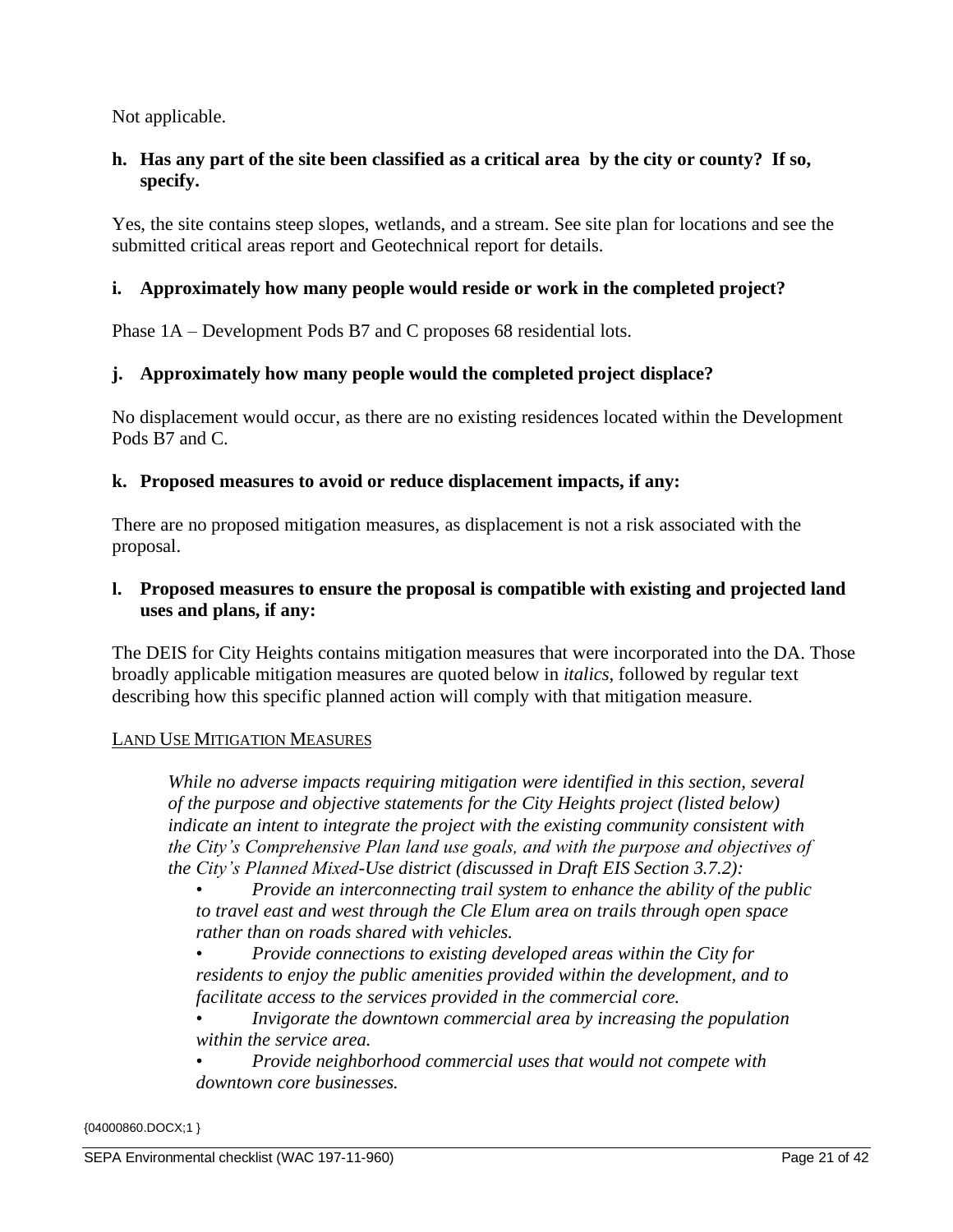Not applicable.

**h. Has any part of the site been classified as a critical area by the city or county? If so, specify.**

Yes, the site contains steep slopes, wetlands, and a stream. See site plan for locations and see the submitted critical areas report and Geotechnical report for details.

**i. Approximately how many people would reside or work in the completed project?**

Phase 1A – Development Pods B7 and C proposes 68 residential lots.

**j. Approximately how many people would the completed project displace?**

No displacement would occur, as there are no existing residences located within the Development Pods B7 and C.

**k. Proposed measures to avoid or reduce displacement impacts, if any:**

There are no proposed mitigation measures, as displacement is not a risk associated with the proposal.

**l. Proposed measures to ensure the proposal is compatible with existing and projected land uses and plans, if any:**

The DEIS for City Heights contains mitigation measures that were incorporated into the DA. Those broadly applicable mitigation measures are quoted below in *italics*, followed by regular text describing how this specific planned action will comply with that mitigation measure.

LAND USE MITIGATION MEASURES

> *While no adverse impacts requiring mitigation were identified in this section, several of the purpose and objective statements for the City Heights project (listed below) indicate an intent to integrate the project with the existing community consistent with the City's Comprehensive Plan land use goals, and with the purpose and objectives of the City's Planned Mixed-Use district (discussed in Draft EIS Section 3.7.2):*
>
> - *Provide an interconnecting trail system to enhance the ability of the public to travel east and west through the Cle Elum area on trails through open space rather than on roads shared with vehicles.*
> - *Provide connections to existing developed areas within the City for residents to enjoy the public amenities provided within the development, and to facilitate access to the services provided in the commercial core.*
> - *Invigorate the downtown commercial area by increasing the population within the service area.*
> - *Provide neighborhood commercial uses that would not compete with downtown core businesses.*

{04000860.DOCX;1 }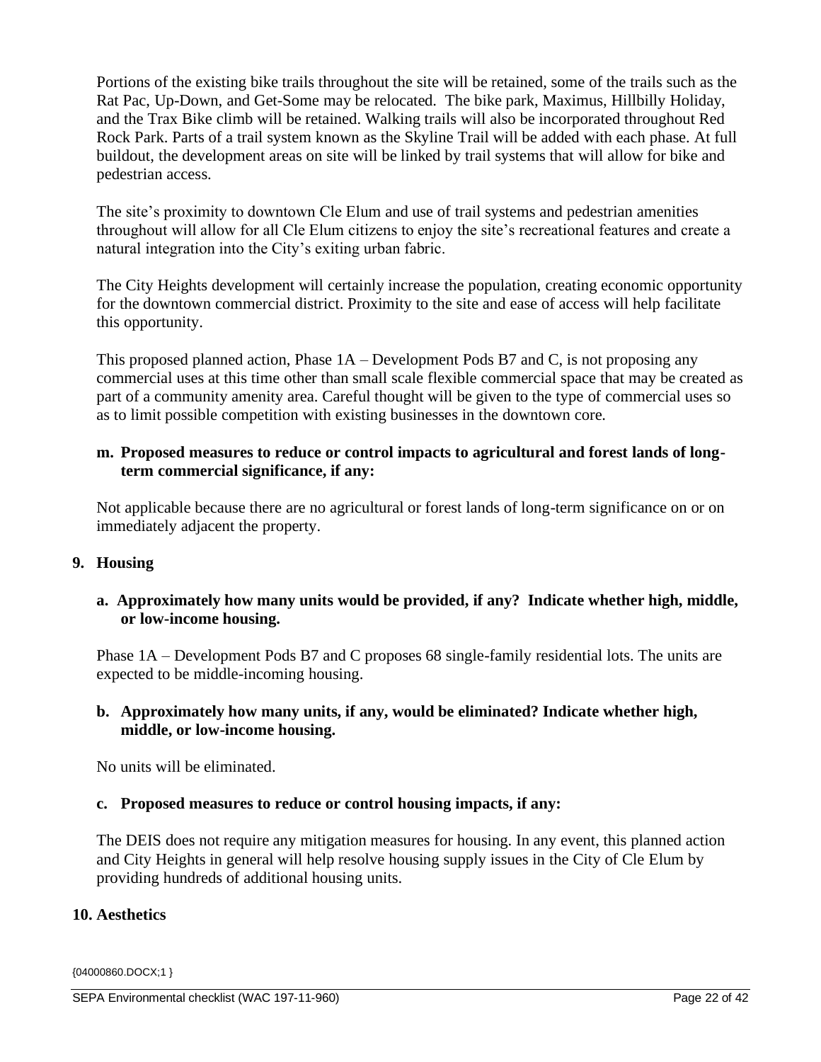Portions of the existing bike trails throughout the site will be retained, some of the trails such as the Rat Pac, Up-Down, and Get-Some may be relocated. The bike park, Maximus, Hillbilly Holiday, and the Trax Bike climb will be retained. Walking trails will also be incorporated throughout Red Rock Park. Parts of a trail system known as the Skyline Trail will be added with each phase. At full buildout, the development areas on site will be linked by trail systems that will allow for bike and pedestrian access.

The site's proximity to downtown Cle Elum and use of trail systems and pedestrian amenities throughout will allow for all Cle Elum citizens to enjoy the site's recreational features and create a natural integration into the City's exiting urban fabric.

The City Heights development will certainly increase the population, creating economic opportunity for the downtown commercial district. Proximity to the site and ease of access will help facilitate this opportunity.

This proposed planned action, Phase 1A – Development Pods B7 and C, is not proposing any commercial uses at this time other than small scale flexible commercial space that may be created as part of a community amenity area. Careful thought will be given to the type of commercial uses so as to limit possible competition with existing businesses in the downtown core.

**m. Proposed measures to reduce or control impacts to agricultural and forest lands of long-term commercial significance, if any:**

Not applicable because there are no agricultural or forest lands of long-term significance on or on immediately adjacent the property.

## 9. Housing

**a. Approximately how many units would be provided, if any? Indicate whether high, middle, or low-income housing.**

Phase 1A – Development Pods B7 and C proposes 68 single-family residential lots. The units are expected to be middle-incoming housing.

**b. Approximately how many units, if any, would be eliminated? Indicate whether high, middle, or low-income housing.**

No units will be eliminated.

**c. Proposed measures to reduce or control housing impacts, if any:**

The DEIS does not require any mitigation measures for housing. In any event, this planned action and City Heights in general will help resolve housing supply issues in the City of Cle Elum by providing hundreds of additional housing units.

## 10. Aesthetics

{04000860.DOCX;1 }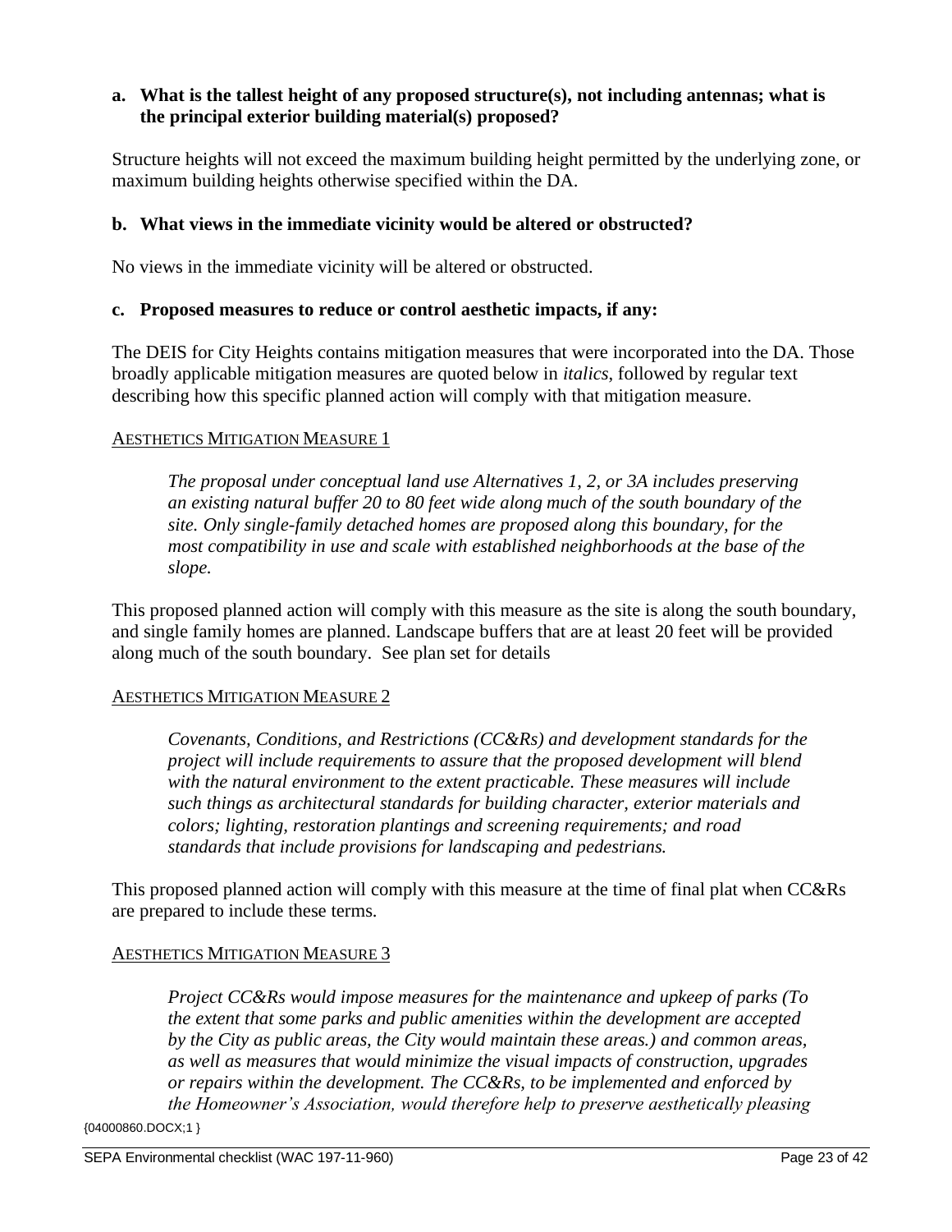**a. What is the tallest height of any proposed structure(s), not including antennas; what is the principal exterior building material(s) proposed?**

Structure heights will not exceed the maximum building height permitted by the underlying zone, or maximum building heights otherwise specified within the DA.

**b. What views in the immediate vicinity would be altered or obstructed?**

No views in the immediate vicinity will be altered or obstructed.

**c. Proposed measures to reduce or control aesthetic impacts, if any:**

The DEIS for City Heights contains mitigation measures that were incorporated into the DA. Those broadly applicable mitigation measures are quoted below in *italics*, followed by regular text describing how this specific planned action will comply with that mitigation measure.

AESTHETICS MITIGATION MEASURE 1

> *The proposal under conceptual land use Alternatives 1, 2, or 3A includes preserving an existing natural buffer 20 to 80 feet wide along much of the south boundary of the site. Only single-family detached homes are proposed along this boundary, for the most compatibility in use and scale with established neighborhoods at the base of the slope.*

This proposed planned action will comply with this measure as the site is along the south boundary, and single family homes are planned. Landscape buffers that are at least 20 feet will be provided along much of the south boundary. See plan set for details

AESTHETICS MITIGATION MEASURE 2

> *Covenants, Conditions, and Restrictions (CC&Rs) and development standards for the project will include requirements to assure that the proposed development will blend with the natural environment to the extent practicable. These measures will include such things as architectural standards for building character, exterior materials and colors; lighting, restoration plantings and screening requirements; and road standards that include provisions for landscaping and pedestrians.*

This proposed planned action will comply with this measure at the time of final plat when CC&Rs are prepared to include these terms.

AESTHETICS MITIGATION MEASURE 3

> *Project CC&Rs would impose measures for the maintenance and upkeep of parks (To the extent that some parks and public amenities within the development are accepted by the City as public areas, the City would maintain these areas.) and common areas, as well as measures that would minimize the visual impacts of construction, upgrades or repairs within the development. The CC&Rs, to be implemented and enforced by the Homeowner's Association, would therefore help to preserve aesthetically pleasing*

{04000860.DOCX;1 }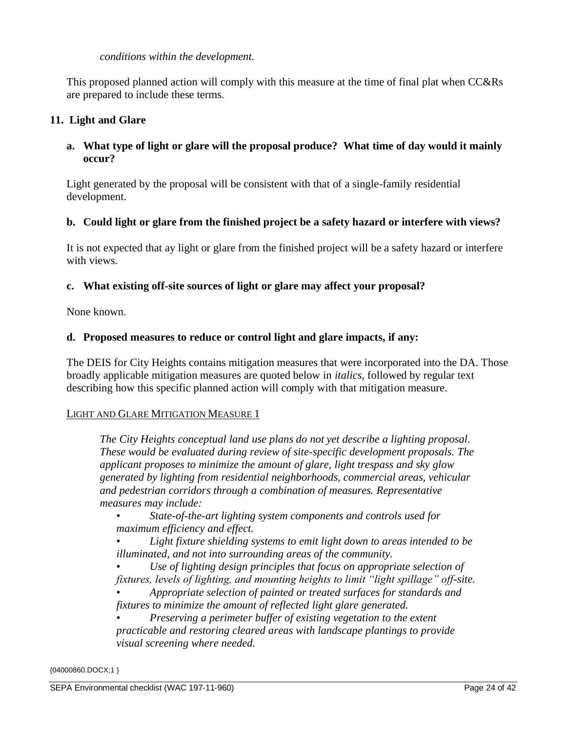*conditions within the development.*

This proposed planned action will comply with this measure at the time of final plat when CC&Rs are prepared to include these terms.

## 11. Light and Glare

### a. What type of light or glare will the proposal produce? What time of day would it mainly occur?

Light generated by the proposal will be consistent with that of a single-family residential development.

### b. Could light or glare from the finished project be a safety hazard or interfere with views?

It is not expected that ay light or glare from the finished project will be a safety hazard or interfere with views.

### c. What existing off-site sources of light or glare may affect your proposal?

None known.

### d. Proposed measures to reduce or control light and glare impacts, if any:

The DEIS for City Heights contains mitigation measures that were incorporated into the DA. Those broadly applicable mitigation measures are quoted below in *italics*, followed by regular text describing how this specific planned action will comply with that mitigation measure.

LIGHT AND GLARE MITIGATION MEASURE 1

*The City Heights conceptual land use plans do not yet describe a lighting proposal. These would be evaluated during review of site-specific development proposals. The applicant proposes to minimize the amount of glare, light trespass and sky glow generated by lighting from residential neighborhoods, commercial areas, vehicular and pedestrian corridors through a combination of measures. Representative measures may include:*

- *State-of-the-art lighting system components and controls used for maximum efficiency and effect.*
- *Light fixture shielding systems to emit light down to areas intended to be illuminated, and not into surrounding areas of the community.*
- *Use of lighting design principles that focus on appropriate selection of fixtures, levels of lighting, and mounting heights to limit "light spillage" off-site.*
- *Appropriate selection of painted or treated surfaces for standards and fixtures to minimize the amount of reflected light glare generated.*
- *Preserving a perimeter buffer of existing vegetation to the extent practicable and restoring cleared areas with landscape plantings to provide visual screening where needed.*

{04000860.DOCX;1 }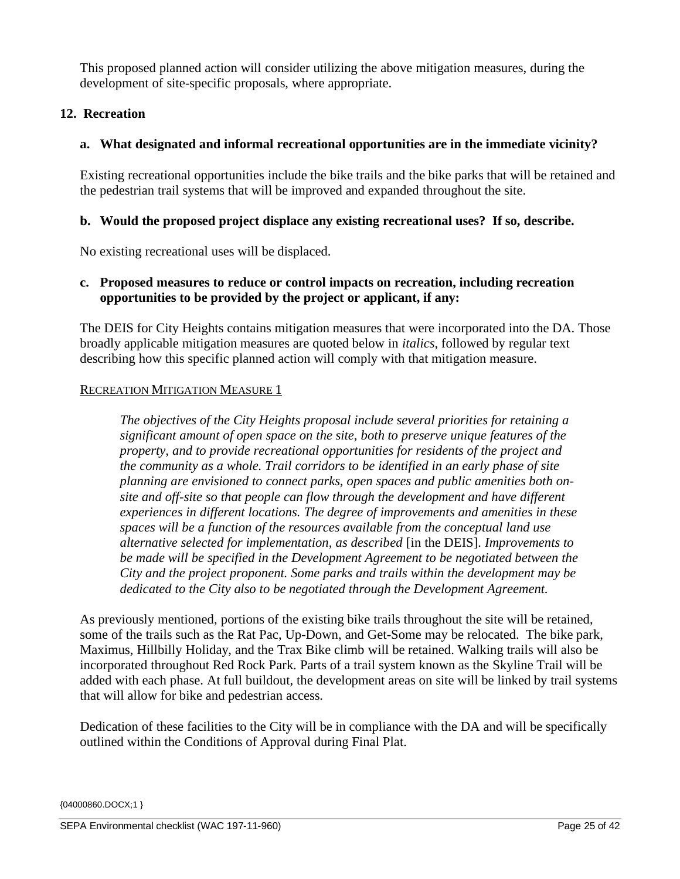This proposed planned action will consider utilizing the above mitigation measures, during the development of site-specific proposals, where appropriate.

## 12. Recreation

### a. What designated and informal recreational opportunities are in the immediate vicinity?

Existing recreational opportunities include the bike trails and the bike parks that will be retained and the pedestrian trail systems that will be improved and expanded throughout the site.

### b. Would the proposed project displace any existing recreational uses? If so, describe.

No existing recreational uses will be displaced.

### c. Proposed measures to reduce or control impacts on recreation, including recreation opportunities to be provided by the project or applicant, if any:

The DEIS for City Heights contains mitigation measures that were incorporated into the DA. Those broadly applicable mitigation measures are quoted below in *italics*, followed by regular text describing how this specific planned action will comply with that mitigation measure.

<u>RECREATION MITIGATION MEASURE 1</u>

> *The objectives of the City Heights proposal include several priorities for retaining a significant amount of open space on the site, both to preserve unique features of the property, and to provide recreational opportunities for residents of the project and the community as a whole. Trail corridors to be identified in an early phase of site planning are envisioned to connect parks, open spaces and public amenities both on-site and off-site so that people can flow through the development and have different experiences in different locations. The degree of improvements and amenities in these spaces will be a function of the resources available from the conceptual land use alternative selected for implementation, as described* [in the DEIS]. *Improvements to be made will be specified in the Development Agreement to be negotiated between the City and the project proponent. Some parks and trails within the development may be dedicated to the City also to be negotiated through the Development Agreement.*

As previously mentioned, portions of the existing bike trails throughout the site will be retained, some of the trails such as the Rat Pac, Up-Down, and Get-Some may be relocated. The bike park, Maximus, Hillbilly Holiday, and the Trax Bike climb will be retained. Walking trails will also be incorporated throughout Red Rock Park. Parts of a trail system known as the Skyline Trail will be added with each phase. At full buildout, the development areas on site will be linked by trail systems that will allow for bike and pedestrian access.

Dedication of these facilities to the City will be in compliance with the DA and will be specifically outlined within the Conditions of Approval during Final Plat.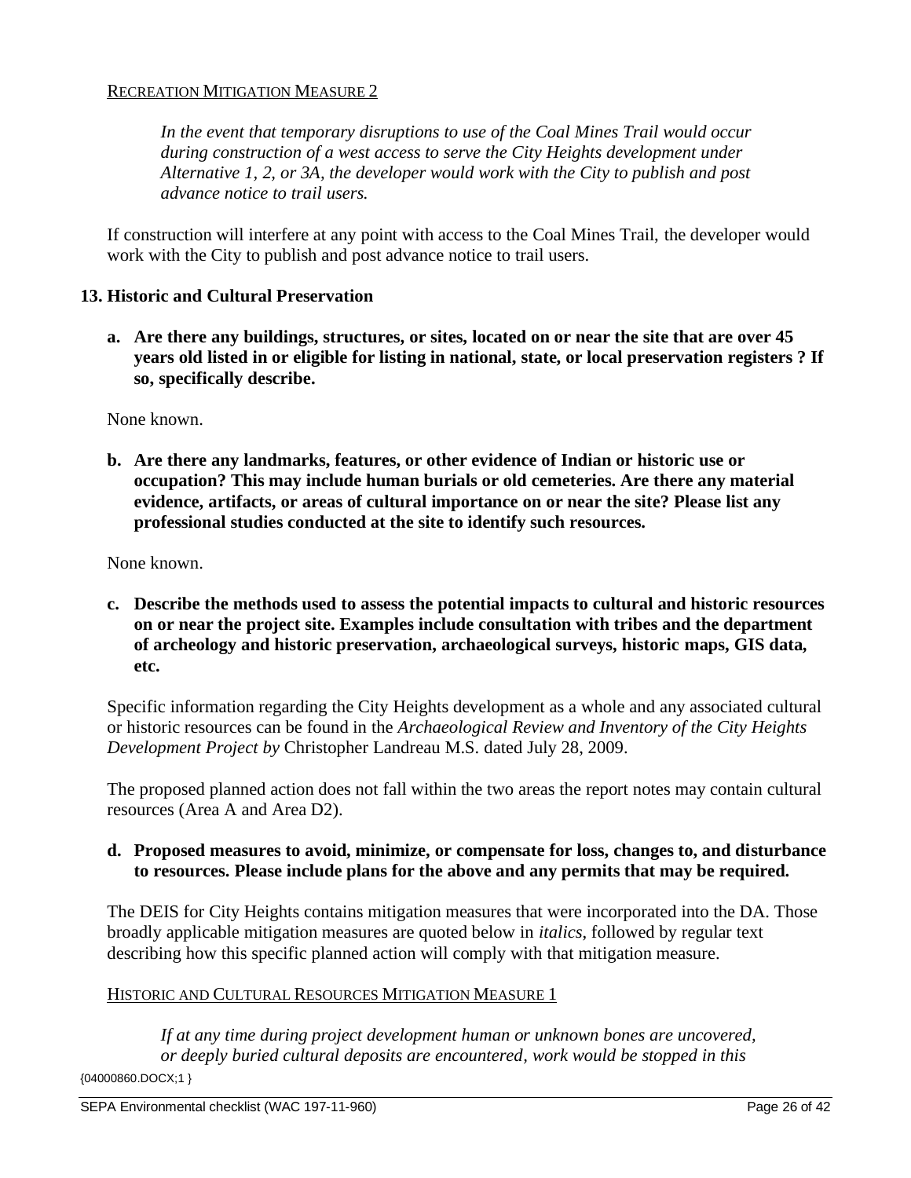<u>Recreation Mitigation Measure 2</u>

> *In the event that temporary disruptions to use of the Coal Mines Trail would occur during construction of a west access to serve the City Heights development under Alternative 1, 2, or 3A, the developer would work with the City to publish and post advance notice to trail users.*

If construction will interfere at any point with access to the Coal Mines Trail, the developer would work with the City to publish and post advance notice to trail users.

### 13. Historic and Cultural Preservation

**a. Are there any buildings, structures, or sites, located on or near the site that are over 45 years old listed in or eligible for listing in national, state, or local preservation registers ? If so, specifically describe.**

None known.

**b. Are there any landmarks, features, or other evidence of Indian or historic use or occupation? This may include human burials or old cemeteries. Are there any material evidence, artifacts, or areas of cultural importance on or near the site? Please list any professional studies conducted at the site to identify such resources.**

None known.

**c. Describe the methods used to assess the potential impacts to cultural and historic resources on or near the project site. Examples include consultation with tribes and the department of archeology and historic preservation, archaeological surveys, historic maps, GIS data, etc.**

Specific information regarding the City Heights development as a whole and any associated cultural or historic resources can be found in the *Archaeological Review and Inventory of the City Heights Development Project by* Christopher Landreau M.S. dated July 28, 2009.

The proposed planned action does not fall within the two areas the report notes may contain cultural resources (Area A and Area D2).

**d. Proposed measures to avoid, minimize, or compensate for loss, changes to, and disturbance to resources. Please include plans for the above and any permits that may be required.**

The DEIS for City Heights contains mitigation measures that were incorporated into the DA. Those broadly applicable mitigation measures are quoted below in *italics*, followed by regular text describing how this specific planned action will comply with that mitigation measure.

<u>Historic and Cultural Resources Mitigation Measure 1</u>

> *If at any time during project development human or unknown bones are uncovered, or deeply buried cultural deposits are encountered, work would be stopped in this*

{04000860.DOCX;1 }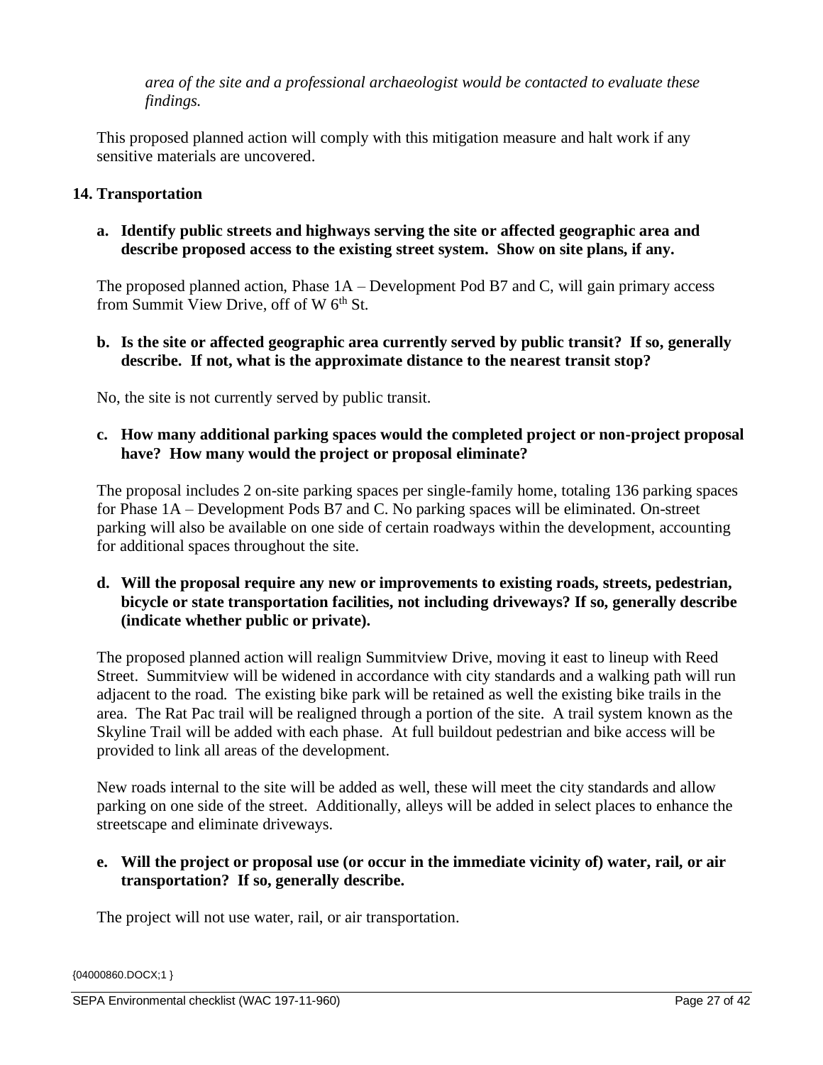*area of the site and a professional archaeologist would be contacted to evaluate these findings.*

This proposed planned action will comply with this mitigation measure and halt work if any sensitive materials are uncovered.

## 14. Transportation

**a. Identify public streets and highways serving the site or affected geographic area and describe proposed access to the existing street system. Show on site plans, if any.**

The proposed planned action, Phase 1A – Development Pod B7 and C, will gain primary access from Summit View Drive, off of W 6th St.

**b. Is the site or affected geographic area currently served by public transit? If so, generally describe. If not, what is the approximate distance to the nearest transit stop?**

No, the site is not currently served by public transit.

**c. How many additional parking spaces would the completed project or non-project proposal have? How many would the project or proposal eliminate?**

The proposal includes 2 on-site parking spaces per single-family home, totaling 136 parking spaces for Phase 1A – Development Pods B7 and C. No parking spaces will be eliminated. On-street parking will also be available on one side of certain roadways within the development, accounting for additional spaces throughout the site.

**d. Will the proposal require any new or improvements to existing roads, streets, pedestrian, bicycle or state transportation facilities, not including driveways? If so, generally describe (indicate whether public or private).**

The proposed planned action will realign Summitview Drive, moving it east to lineup with Reed Street. Summitview will be widened in accordance with city standards and a walking path will run adjacent to the road. The existing bike park will be retained as well the existing bike trails in the area. The Rat Pac trail will be realigned through a portion of the site. A trail system known as the Skyline Trail will be added with each phase. At full buildout pedestrian and bike access will be provided to link all areas of the development.

New roads internal to the site will be added as well, these will meet the city standards and allow parking on one side of the street. Additionally, alleys will be added in select places to enhance the streetscape and eliminate driveways.

**e. Will the project or proposal use (or occur in the immediate vicinity of) water, rail, or air transportation? If so, generally describe.**

The project will not use water, rail, or air transportation.

{04000860.DOCX;1 }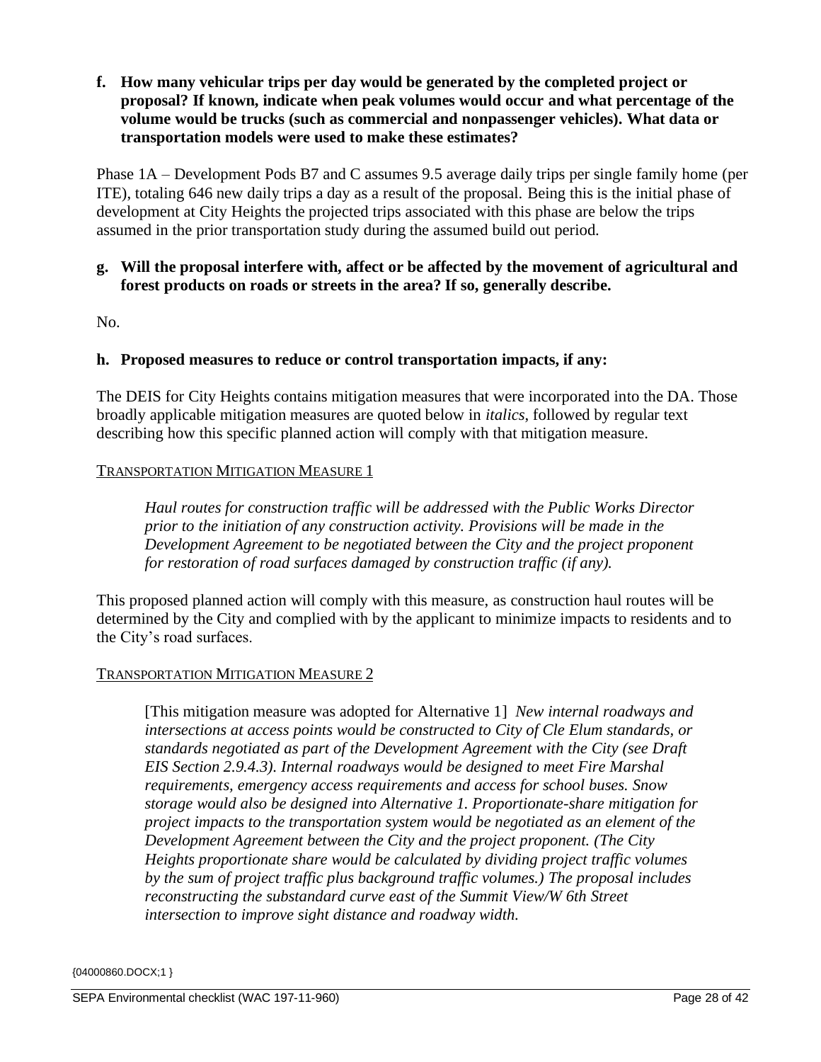**f. How many vehicular trips per day would be generated by the completed project or proposal? If known, indicate when peak volumes would occur and what percentage of the volume would be trucks (such as commercial and nonpassenger vehicles). What data or transportation models were used to make these estimates?**

Phase 1A – Development Pods B7 and C assumes 9.5 average daily trips per single family home (per ITE), totaling 646 new daily trips a day as a result of the proposal. Being this is the initial phase of development at City Heights the projected trips associated with this phase are below the trips assumed in the prior transportation study during the assumed build out period.

**g. Will the proposal interfere with, affect or be affected by the movement of agricultural and forest products on roads or streets in the area? If so, generally describe.**

No.

**h. Proposed measures to reduce or control transportation impacts, if any:**

The DEIS for City Heights contains mitigation measures that were incorporated into the DA. Those broadly applicable mitigation measures are quoted below in *italics*, followed by regular text describing how this specific planned action will comply with that mitigation measure.

TRANSPORTATION MITIGATION MEASURE 1

> *Haul routes for construction traffic will be addressed with the Public Works Director prior to the initiation of any construction activity. Provisions will be made in the Development Agreement to be negotiated between the City and the project proponent for restoration of road surfaces damaged by construction traffic (if any).*

This proposed planned action will comply with this measure, as construction haul routes will be determined by the City and complied with by the applicant to minimize impacts to residents and to the City's road surfaces.

TRANSPORTATION MITIGATION MEASURE 2

> [This mitigation measure was adopted for Alternative 1] *New internal roadways and intersections at access points would be constructed to City of Cle Elum standards, or standards negotiated as part of the Development Agreement with the City (see Draft EIS Section 2.9.4.3). Internal roadways would be designed to meet Fire Marshal requirements, emergency access requirements and access for school buses. Snow storage would also be designed into Alternative 1. Proportionate-share mitigation for project impacts to the transportation system would be negotiated as an element of the Development Agreement between the City and the project proponent. (The City Heights proportionate share would be calculated by dividing project traffic volumes by the sum of project traffic plus background traffic volumes.) The proposal includes reconstructing the substandard curve east of the Summit View/W 6th Street intersection to improve sight distance and roadway width.*

{04000860.DOCX;1 }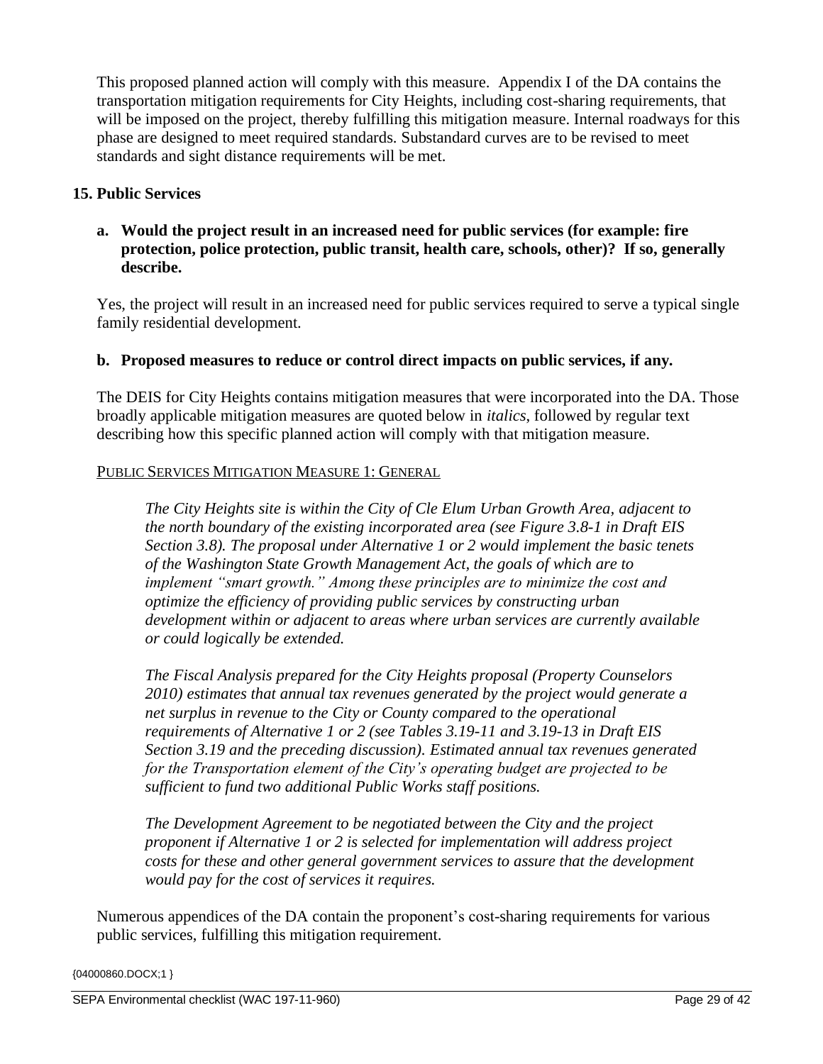This proposed planned action will comply with this measure. Appendix I of the DA contains the transportation mitigation requirements for City Heights, including cost-sharing requirements, that will be imposed on the project, thereby fulfilling this mitigation measure. Internal roadways for this phase are designed to meet required standards. Substandard curves are to be revised to meet standards and sight distance requirements will be met.

## 15. Public Services

### a. Would the project result in an increased need for public services (for example: fire protection, police protection, public transit, health care, schools, other)? If so, generally describe.

Yes, the project will result in an increased need for public services required to serve a typical single family residential development.

### b. Proposed measures to reduce or control direct impacts on public services, if any.

The DEIS for City Heights contains mitigation measures that were incorporated into the DA. Those broadly applicable mitigation measures are quoted below in *italics*, followed by regular text describing how this specific planned action will comply with that mitigation measure.

<u>Public Services Mitigation Measure 1: General</u>

> *The City Heights site is within the City of Cle Elum Urban Growth Area, adjacent to the north boundary of the existing incorporated area (see Figure 3.8-1 in Draft EIS Section 3.8). The proposal under Alternative 1 or 2 would implement the basic tenets of the Washington State Growth Management Act, the goals of which are to implement "smart growth." Among these principles are to minimize the cost and optimize the efficiency of providing public services by constructing urban development within or adjacent to areas where urban services are currently available or could logically be extended.*
>
> *The Fiscal Analysis prepared for the City Heights proposal (Property Counselors 2010) estimates that annual tax revenues generated by the project would generate a net surplus in revenue to the City or County compared to the operational requirements of Alternative 1 or 2 (see Tables 3.19-11 and 3.19-13 in Draft EIS Section 3.19 and the preceding discussion). Estimated annual tax revenues generated for the Transportation element of the City's operating budget are projected to be sufficient to fund two additional Public Works staff positions.*
>
> *The Development Agreement to be negotiated between the City and the project proponent if Alternative 1 or 2 is selected for implementation will address project costs for these and other general government services to assure that the development would pay for the cost of services it requires.*

Numerous appendices of the DA contain the proponent's cost-sharing requirements for various public services, fulfilling this mitigation requirement.

{04000860.DOCX;1 }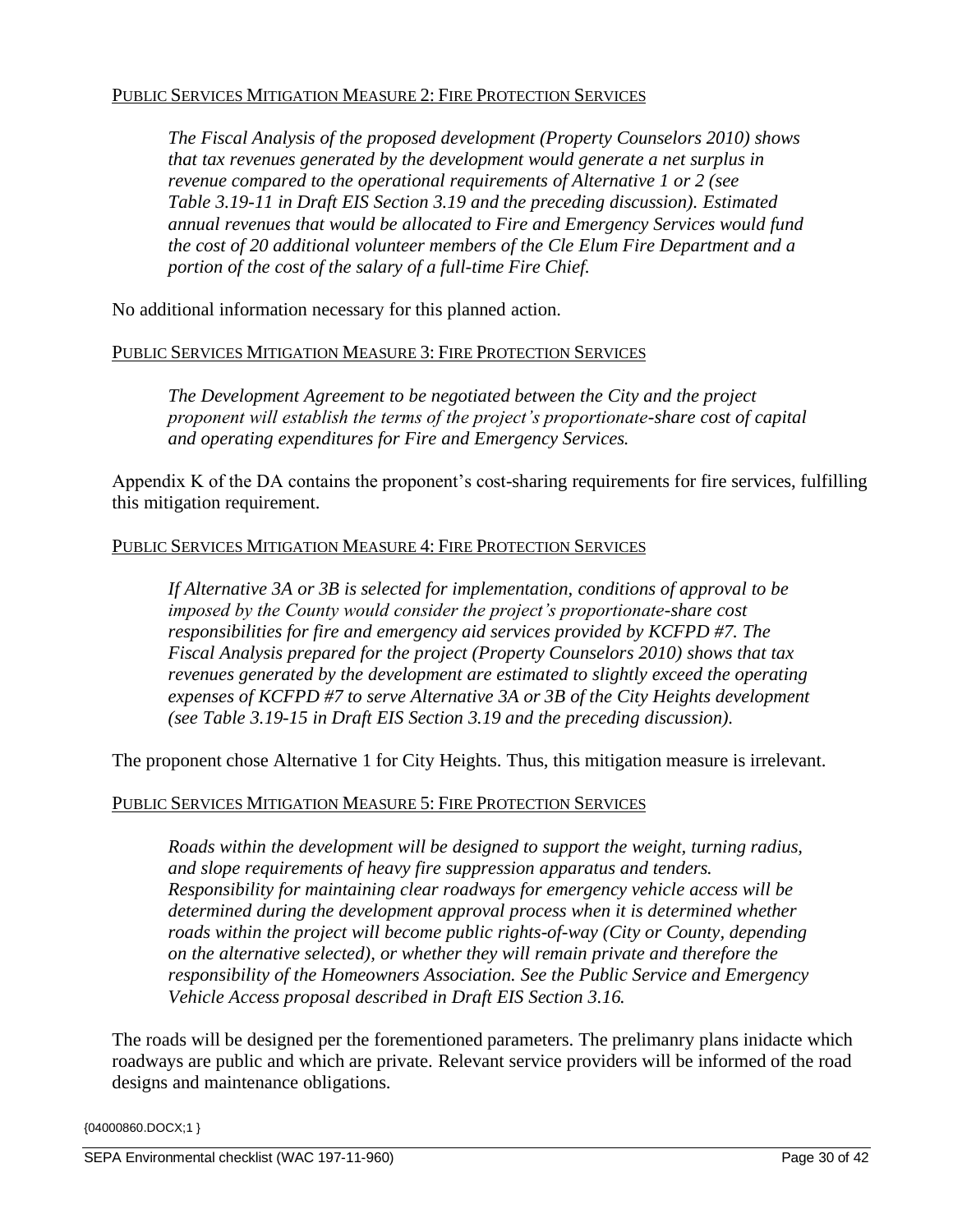PUBLIC SERVICES MITIGATION MEASURE 2: FIRE PROTECTION SERVICES

> *The Fiscal Analysis of the proposed development (Property Counselors 2010) shows that tax revenues generated by the development would generate a net surplus in revenue compared to the operational requirements of Alternative 1 or 2 (see Table 3.19-11 in Draft EIS Section 3.19 and the preceding discussion). Estimated annual revenues that would be allocated to Fire and Emergency Services would fund the cost of 20 additional volunteer members of the Cle Elum Fire Department and a portion of the cost of the salary of a full-time Fire Chief.*

No additional information necessary for this planned action.

PUBLIC SERVICES MITIGATION MEASURE 3: FIRE PROTECTION SERVICES

> *The Development Agreement to be negotiated between the City and the project proponent will establish the terms of the project's proportionate-share cost of capital and operating expenditures for Fire and Emergency Services.*

Appendix K of the DA contains the proponent's cost-sharing requirements for fire services, fulfilling this mitigation requirement.

PUBLIC SERVICES MITIGATION MEASURE 4: FIRE PROTECTION SERVICES

> *If Alternative 3A or 3B is selected for implementation, conditions of approval to be imposed by the County would consider the project's proportionate-share cost responsibilities for fire and emergency aid services provided by KCFPD #7. The Fiscal Analysis prepared for the project (Property Counselors 2010) shows that tax revenues generated by the development are estimated to slightly exceed the operating expenses of KCFPD #7 to serve Alternative 3A or 3B of the City Heights development (see Table 3.19-15 in Draft EIS Section 3.19 and the preceding discussion).*

The proponent chose Alternative 1 for City Heights. Thus, this mitigation measure is irrelevant.

PUBLIC SERVICES MITIGATION MEASURE 5: FIRE PROTECTION SERVICES

> *Roads within the development will be designed to support the weight, turning radius, and slope requirements of heavy fire suppression apparatus and tenders. Responsibility for maintaining clear roadways for emergency vehicle access will be determined during the development approval process when it is determined whether roads within the project will become public rights-of-way (City or County, depending on the alternative selected), or whether they will remain private and therefore the responsibility of the Homeowners Association. See the Public Service and Emergency Vehicle Access proposal described in Draft EIS Section 3.16.*

The roads will be designed per the forementioned parameters. The prelimanry plans inidacte which roadways are public and which are private. Relevant service providers will be informed of the road designs and maintenance obligations.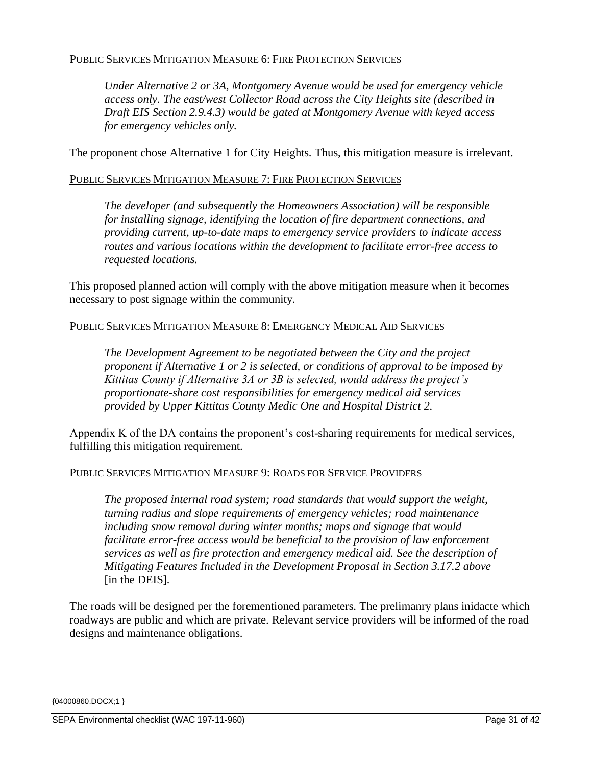PUBLIC SERVICES MITIGATION MEASURE 6: FIRE PROTECTION SERVICES

> *Under Alternative 2 or 3A, Montgomery Avenue would be used for emergency vehicle access only. The east/west Collector Road across the City Heights site (described in Draft EIS Section 2.9.4.3) would be gated at Montgomery Avenue with keyed access for emergency vehicles only.*

The proponent chose Alternative 1 for City Heights. Thus, this mitigation measure is irrelevant.

PUBLIC SERVICES MITIGATION MEASURE 7: FIRE PROTECTION SERVICES

> *The developer (and subsequently the Homeowners Association) will be responsible for installing signage, identifying the location of fire department connections, and providing current, up-to-date maps to emergency service providers to indicate access routes and various locations within the development to facilitate error-free access to requested locations.*

This proposed planned action will comply with the above mitigation measure when it becomes necessary to post signage within the community.

PUBLIC SERVICES MITIGATION MEASURE 8: EMERGENCY MEDICAL AID SERVICES

> *The Development Agreement to be negotiated between the City and the project proponent if Alternative 1 or 2 is selected, or conditions of approval to be imposed by Kittitas County if Alternative 3A or 3B is selected, would address the project's proportionate-share cost responsibilities for emergency medical aid services provided by Upper Kittitas County Medic One and Hospital District 2.*

Appendix K of the DA contains the proponent's cost-sharing requirements for medical services, fulfilling this mitigation requirement.

PUBLIC SERVICES MITIGATION MEASURE 9: ROADS FOR SERVICE PROVIDERS

> *The proposed internal road system; road standards that would support the weight, turning radius and slope requirements of emergency vehicles; road maintenance including snow removal during winter months; maps and signage that would facilitate error-free access would be beneficial to the provision of law enforcement services as well as fire protection and emergency medical aid. See the description of Mitigating Features Included in the Development Proposal in Section 3.17.2 above* [in the DEIS].

The roads will be designed per the forementioned parameters. The prelimanry plans inidacte which roadways are public and which are private. Relevant service providers will be informed of the road designs and maintenance obligations.

{04000860.DOCX;1 }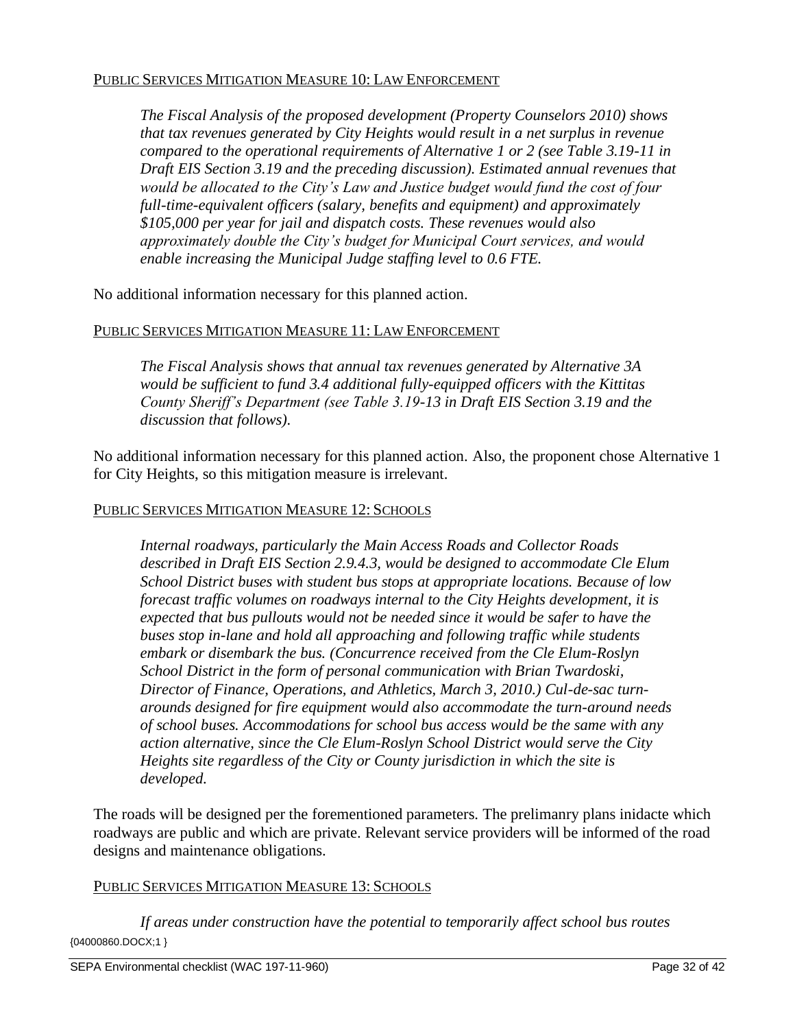Public Services Mitigation Measure 10: Law Enforcement

*The Fiscal Analysis of the proposed development (Property Counselors 2010) shows that tax revenues generated by City Heights would result in a net surplus in revenue compared to the operational requirements of Alternative 1 or 2 (see Table 3.19-11 in Draft EIS Section 3.19 and the preceding discussion). Estimated annual revenues that would be allocated to the City's Law and Justice budget would fund the cost of four full-time-equivalent officers (salary, benefits and equipment) and approximately $105,000 per year for jail and dispatch costs. These revenues would also approximately double the City's budget for Municipal Court services, and would enable increasing the Municipal Judge staffing level to 0.6 FTE.*

No additional information necessary for this planned action.

Public Services Mitigation Measure 11: Law Enforcement

*The Fiscal Analysis shows that annual tax revenues generated by Alternative 3A would be sufficient to fund 3.4 additional fully-equipped officers with the Kittitas County Sheriff's Department (see Table 3.19-13 in Draft EIS Section 3.19 and the discussion that follows).*

No additional information necessary for this planned action. Also, the proponent chose Alternative 1 for City Heights, so this mitigation measure is irrelevant.

Public Services Mitigation Measure 12: Schools

*Internal roadways, particularly the Main Access Roads and Collector Roads described in Draft EIS Section 2.9.4.3, would be designed to accommodate Cle Elum School District buses with student bus stops at appropriate locations. Because of low forecast traffic volumes on roadways internal to the City Heights development, it is expected that bus pullouts would not be needed since it would be safer to have the buses stop in-lane and hold all approaching and following traffic while students embark or disembark the bus. (Concurrence received from the Cle Elum-Roslyn School District in the form of personal communication with Brian Twardoski, Director of Finance, Operations, and Athletics, March 3, 2010.) Cul-de-sac turn-arounds designed for fire equipment would also accommodate the turn-around needs of school buses. Accommodations for school bus access would be the same with any action alternative, since the Cle Elum-Roslyn School District would serve the City Heights site regardless of the City or County jurisdiction in which the site is developed.*

The roads will be designed per the forementioned parameters. The prelimanry plans inidacte which roadways are public and which are private. Relevant service providers will be informed of the road designs and maintenance obligations.

Public Services Mitigation Measure 13: Schools

*If areas under construction have the potential to temporarily affect school bus routes*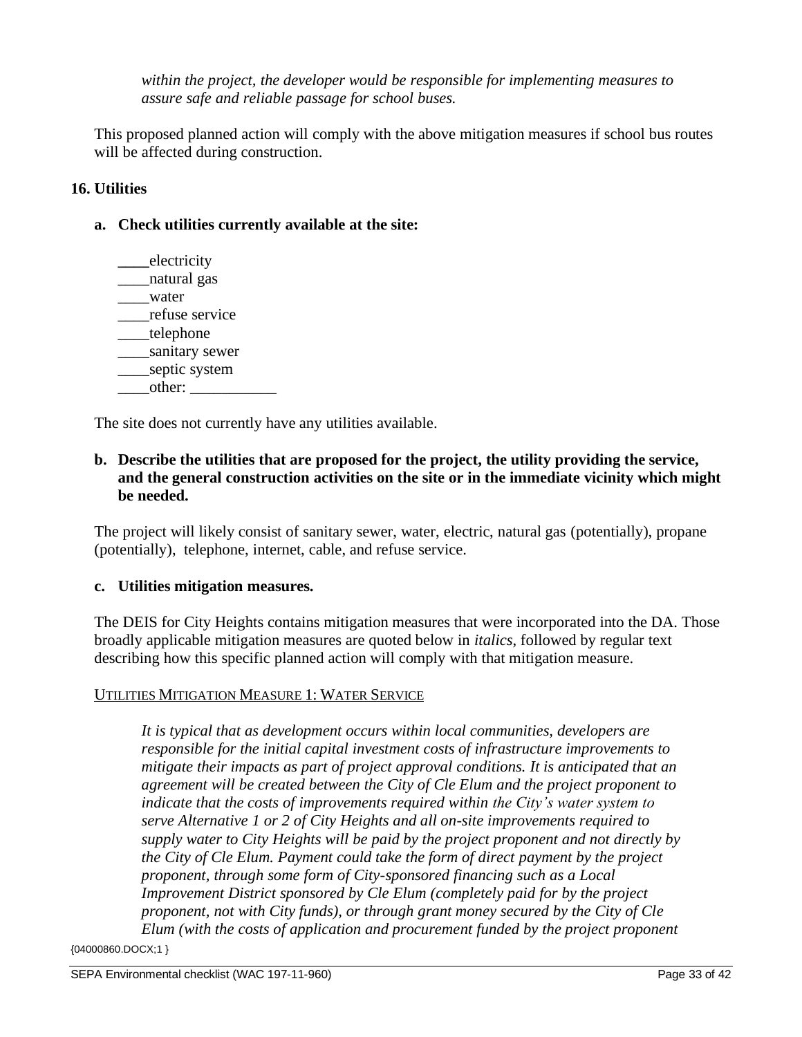*within the project, the developer would be responsible for implementing measures to assure safe and reliable passage for school buses.*

This proposed planned action will comply with the above mitigation measures if school bus routes will be affected during construction.

### 16. Utilities

**a. Check utilities currently available at the site:**

____electricity
____natural gas
____water
____refuse service
____telephone
____sanitary sewer
____septic system
____other: ___________

The site does not currently have any utilities available.

**b. Describe the utilities that are proposed for the project, the utility providing the service, and the general construction activities on the site or in the immediate vicinity which might be needed.**

The project will likely consist of sanitary sewer, water, electric, natural gas (potentially), propane (potentially), telephone, internet, cable, and refuse service.

**c. Utilities mitigation measures.**

The DEIS for City Heights contains mitigation measures that were incorporated into the DA. Those broadly applicable mitigation measures are quoted below in *italics*, followed by regular text describing how this specific planned action will comply with that mitigation measure.

UTILITIES MITIGATION MEASURE 1: WATER SERVICE

*It is typical that as development occurs within local communities, developers are responsible for the initial capital investment costs of infrastructure improvements to mitigate their impacts as part of project approval conditions. It is anticipated that an agreement will be created between the City of Cle Elum and the project proponent to indicate that the costs of improvements required within the City's water system to serve Alternative 1 or 2 of City Heights and all on-site improvements required to supply water to City Heights will be paid by the project proponent and not directly by the City of Cle Elum. Payment could take the form of direct payment by the project proponent, through some form of City-sponsored financing such as a Local Improvement District sponsored by Cle Elum (completely paid for by the project proponent, not with City funds), or through grant money secured by the City of Cle Elum (with the costs of application and procurement funded by the project proponent*

{04000860.DOCX;1 }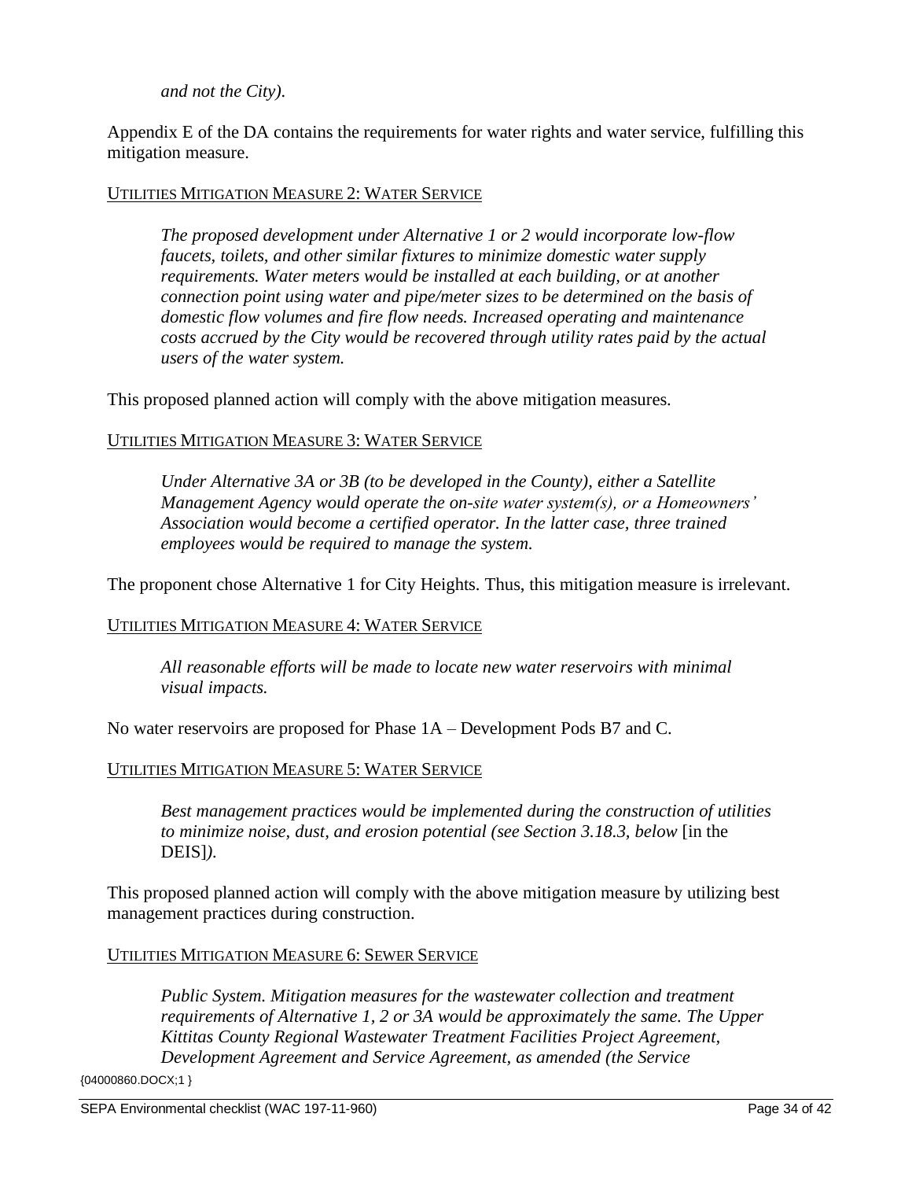*and not the City).*

Appendix E of the DA contains the requirements for water rights and water service, fulfilling this mitigation measure.

<u>UTILITIES MITIGATION MEASURE 2: WATER SERVICE</u>

> *The proposed development under Alternative 1 or 2 would incorporate low-flow faucets, toilets, and other similar fixtures to minimize domestic water supply requirements. Water meters would be installed at each building, or at another connection point using water and pipe/meter sizes to be determined on the basis of domestic flow volumes and fire flow needs. Increased operating and maintenance costs accrued by the City would be recovered through utility rates paid by the actual users of the water system.*

This proposed planned action will comply with the above mitigation measures.

<u>UTILITIES MITIGATION MEASURE 3: WATER SERVICE</u>

> *Under Alternative 3A or 3B (to be developed in the County), either a Satellite Management Agency would operate the on-site water system(s), or a Homeowners' Association would become a certified operator. In the latter case, three trained employees would be required to manage the system.*

The proponent chose Alternative 1 for City Heights. Thus, this mitigation measure is irrelevant.

<u>UTILITIES MITIGATION MEASURE 4: WATER SERVICE</u>

> *All reasonable efforts will be made to locate new water reservoirs with minimal visual impacts.*

No water reservoirs are proposed for Phase 1A – Development Pods B7 and C.

<u>UTILITIES MITIGATION MEASURE 5: WATER SERVICE</u>

> *Best management practices would be implemented during the construction of utilities to minimize noise, dust, and erosion potential (see Section 3.18.3, below* [in the DEIS]*).*

This proposed planned action will comply with the above mitigation measure by utilizing best management practices during construction.

<u>UTILITIES MITIGATION MEASURE 6: SEWER SERVICE</u>

> *Public System. Mitigation measures for the wastewater collection and treatment requirements of Alternative 1, 2 or 3A would be approximately the same. The Upper Kittitas County Regional Wastewater Treatment Facilities Project Agreement, Development Agreement and Service Agreement, as amended (the Service*

{04000860.DOCX;1 }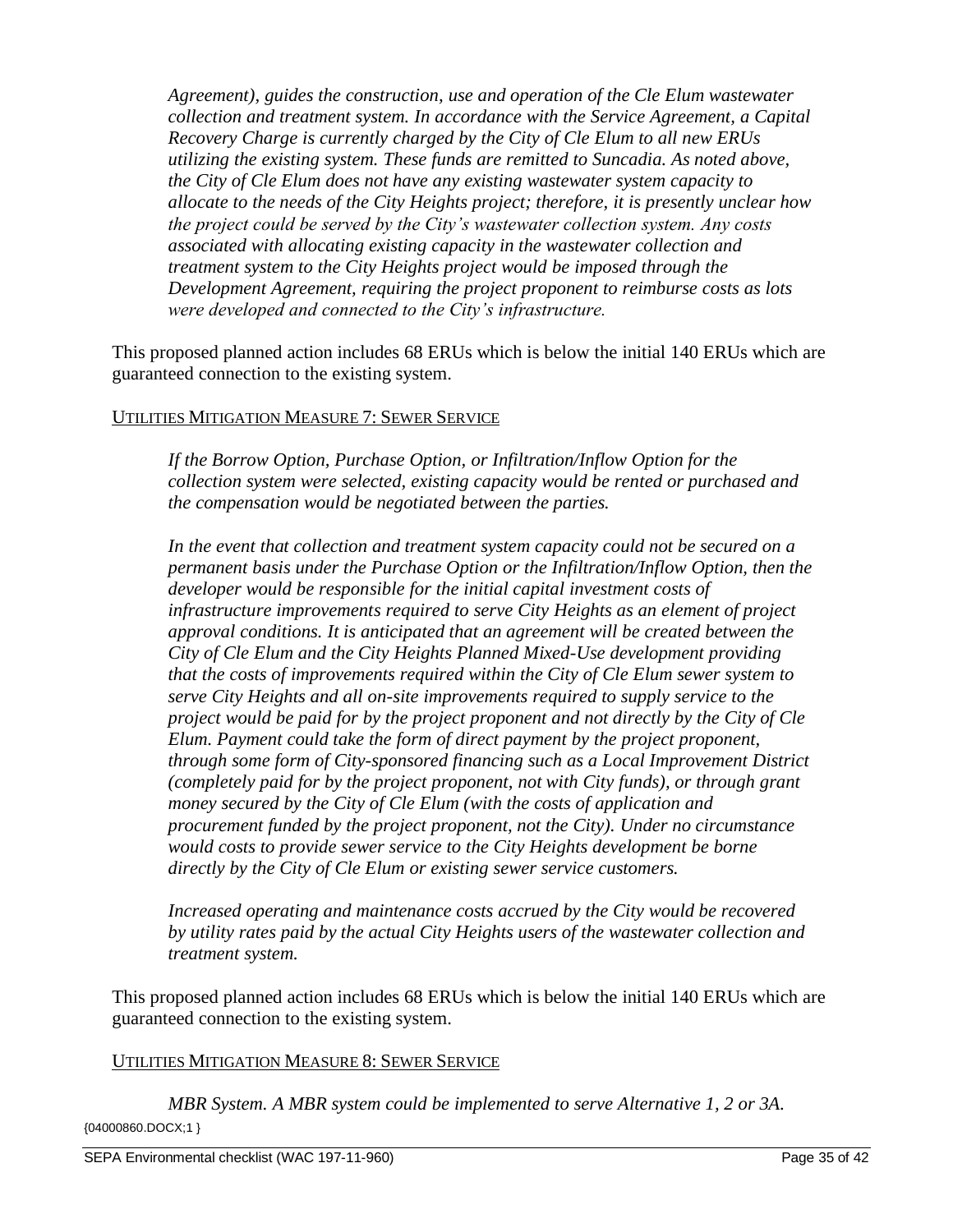*Agreement), guides the construction, use and operation of the Cle Elum wastewater collection and treatment system. In accordance with the Service Agreement, a Capital Recovery Charge is currently charged by the City of Cle Elum to all new ERUs utilizing the existing system. These funds are remitted to Suncadia. As noted above, the City of Cle Elum does not have any existing wastewater system capacity to allocate to the needs of the City Heights project; therefore, it is presently unclear how the project could be served by the City's wastewater collection system. Any costs associated with allocating existing capacity in the wastewater collection and treatment system to the City Heights project would be imposed through the Development Agreement, requiring the project proponent to reimburse costs as lots were developed and connected to the City's infrastructure.*

This proposed planned action includes 68 ERUs which is below the initial 140 ERUs which are guaranteed connection to the existing system.

UTILITIES MITIGATION MEASURE 7: SEWER SERVICE

*If the Borrow Option, Purchase Option, or Infiltration/Inflow Option for the collection system were selected, existing capacity would be rented or purchased and the compensation would be negotiated between the parties.*

*In the event that collection and treatment system capacity could not be secured on a permanent basis under the Purchase Option or the Infiltration/Inflow Option, then the developer would be responsible for the initial capital investment costs of infrastructure improvements required to serve City Heights as an element of project approval conditions. It is anticipated that an agreement will be created between the City of Cle Elum and the City Heights Planned Mixed-Use development providing that the costs of improvements required within the City of Cle Elum sewer system to serve City Heights and all on-site improvements required to supply service to the project would be paid for by the project proponent and not directly by the City of Cle Elum. Payment could take the form of direct payment by the project proponent, through some form of City-sponsored financing such as a Local Improvement District (completely paid for by the project proponent, not with City funds), or through grant money secured by the City of Cle Elum (with the costs of application and procurement funded by the project proponent, not the City). Under no circumstance would costs to provide sewer service to the City Heights development be borne directly by the City of Cle Elum or existing sewer service customers.*

*Increased operating and maintenance costs accrued by the City would be recovered by utility rates paid by the actual City Heights users of the wastewater collection and treatment system.*

This proposed planned action includes 68 ERUs which is below the initial 140 ERUs which are guaranteed connection to the existing system.

UTILITIES MITIGATION MEASURE 8: SEWER SERVICE

*MBR System. A MBR system could be implemented to serve Alternative 1, 2 or 3A.*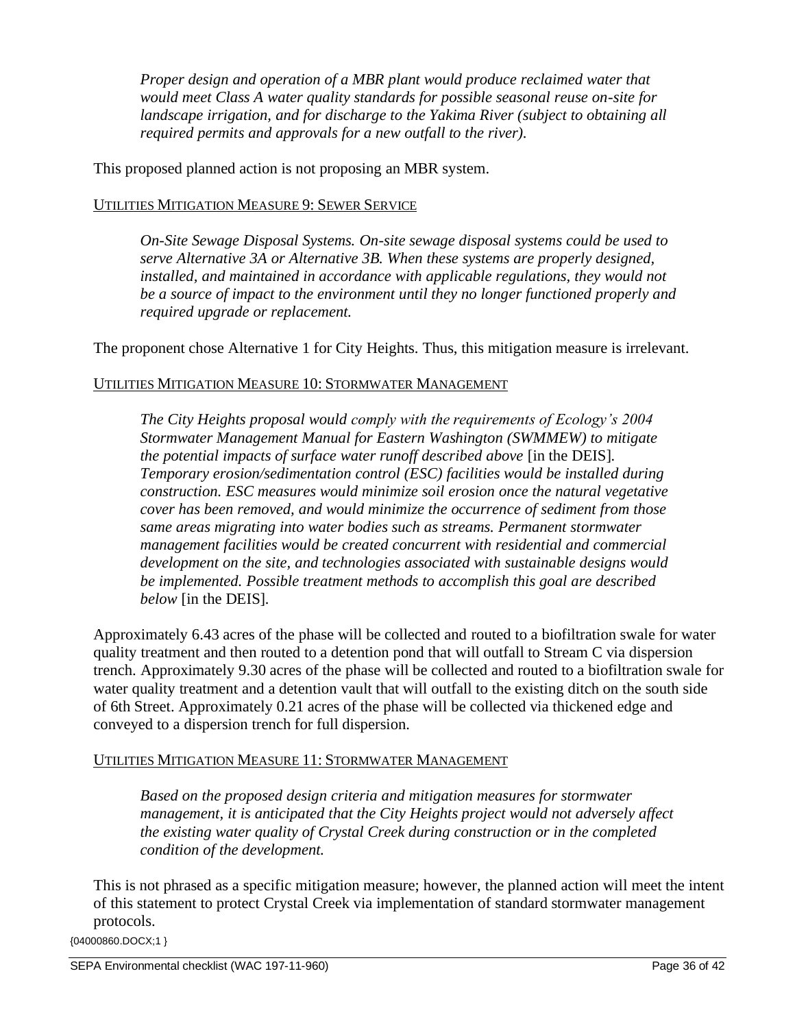*Proper design and operation of a MBR plant would produce reclaimed water that would meet Class A water quality standards for possible seasonal reuse on-site for landscape irrigation, and for discharge to the Yakima River (subject to obtaining all required permits and approvals for a new outfall to the river).*

This proposed planned action is not proposing an MBR system.

UTILITIES MITIGATION MEASURE 9: SEWER SERVICE

*On-Site Sewage Disposal Systems. On-site sewage disposal systems could be used to serve Alternative 3A or Alternative 3B. When these systems are properly designed, installed, and maintained in accordance with applicable regulations, they would not be a source of impact to the environment until they no longer functioned properly and required upgrade or replacement.*

The proponent chose Alternative 1 for City Heights. Thus, this mitigation measure is irrelevant.

UTILITIES MITIGATION MEASURE 10: STORMWATER MANAGEMENT

*The City Heights proposal would comply with the requirements of Ecology's 2004 Stormwater Management Manual for Eastern Washington (SWMMEW) to mitigate the potential impacts of surface water runoff described above* [in the DEIS]. *Temporary erosion/sedimentation control (ESC) facilities would be installed during construction. ESC measures would minimize soil erosion once the natural vegetative cover has been removed, and would minimize the occurrence of sediment from those same areas migrating into water bodies such as streams. Permanent stormwater management facilities would be created concurrent with residential and commercial development on the site, and technologies associated with sustainable designs would be implemented. Possible treatment methods to accomplish this goal are described below* [in the DEIS].

Approximately 6.43 acres of the phase will be collected and routed to a biofiltration swale for water quality treatment and then routed to a detention pond that will outfall to Stream C via dispersion trench. Approximately 9.30 acres of the phase will be collected and routed to a biofiltration swale for water quality treatment and a detention vault that will outfall to the existing ditch on the south side of 6th Street. Approximately 0.21 acres of the phase will be collected via thickened edge and conveyed to a dispersion trench for full dispersion.

UTILITIES MITIGATION MEASURE 11: STORMWATER MANAGEMENT

*Based on the proposed design criteria and mitigation measures for stormwater management, it is anticipated that the City Heights project would not adversely affect the existing water quality of Crystal Creek during construction or in the completed condition of the development.*

This is not phrased as a specific mitigation measure; however, the planned action will meet the intent of this statement to protect Crystal Creek via implementation of standard stormwater management protocols.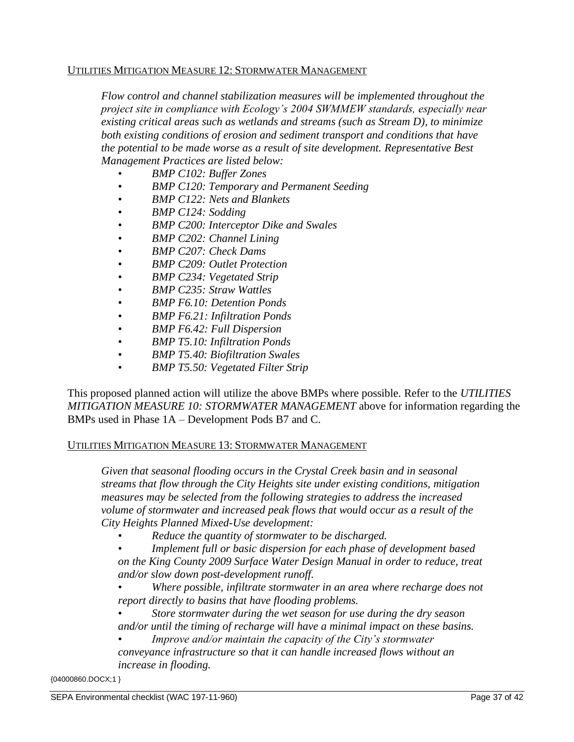UTILITIES MITIGATION MEASURE 12: STORMWATER MANAGEMENT

*Flow control and channel stabilization measures will be implemented throughout the project site in compliance with Ecology's 2004 SWMMEW standards, especially near existing critical areas such as wetlands and streams (such as Stream D), to minimize both existing conditions of erosion and sediment transport and conditions that have the potential to be made worse as a result of site development. Representative Best Management Practices are listed below:*

- *BMP C102: Buffer Zones*
- *BMP C120: Temporary and Permanent Seeding*
- *BMP C122: Nets and Blankets*
- *BMP C124: Sodding*
- *BMP C200: Interceptor Dike and Swales*
- *BMP C202: Channel Lining*
- *BMP C207: Check Dams*
- *BMP C209: Outlet Protection*
- *BMP C234: Vegetated Strip*
- *BMP C235: Straw Wattles*
- *BMP F6.10: Detention Ponds*
- *BMP F6.21: Infiltration Ponds*
- *BMP F6.42: Full Dispersion*
- *BMP T5.10: Infiltration Ponds*
- *BMP T5.40: Biofiltration Swales*
- *BMP T5.50: Vegetated Filter Strip*

This proposed planned action will utilize the above BMPs where possible. Refer to the *UTILITIES MITIGATION MEASURE 10: STORMWATER MANAGEMENT* above for information regarding the BMPs used in Phase 1A – Development Pods B7 and C.

UTILITIES MITIGATION MEASURE 13: STORMWATER MANAGEMENT

*Given that seasonal flooding occurs in the Crystal Creek basin and in seasonal streams that flow through the City Heights site under existing conditions, mitigation measures may be selected from the following strategies to address the increased volume of stormwater and increased peak flows that would occur as a result of the City Heights Planned Mixed-Use development:*

- *Reduce the quantity of stormwater to be discharged.*
- *Implement full or basic dispersion for each phase of development based on the King County 2009 Surface Water Design Manual in order to reduce, treat and/or slow down post-development runoff.*
- *Where possible, infiltrate stormwater in an area where recharge does not report directly to basins that have flooding problems.*
- *Store stormwater during the wet season for use during the dry season and/or until the timing of recharge will have a minimal impact on these basins.*
- *Improve and/or maintain the capacity of the City's stormwater conveyance infrastructure so that it can handle increased flows without an increase in flooding.*

{04000860.DOCX;1 }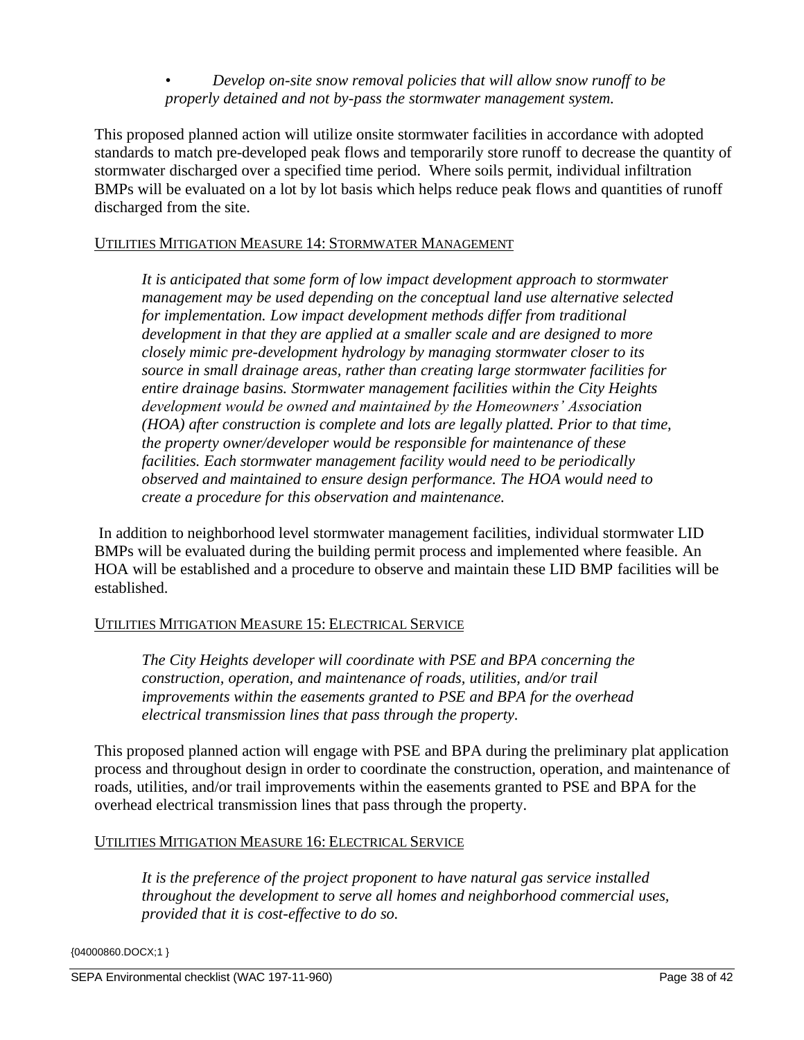*• Develop on-site snow removal policies that will allow snow runoff to be properly detained and not by-pass the stormwater management system.*

This proposed planned action will utilize onsite stormwater facilities in accordance with adopted standards to match pre-developed peak flows and temporarily store runoff to decrease the quantity of stormwater discharged over a specified time period. Where soils permit, individual infiltration BMPs will be evaluated on a lot by lot basis which helps reduce peak flows and quantities of runoff discharged from the site.

UTILITIES MITIGATION MEASURE 14: STORMWATER MANAGEMENT

*It is anticipated that some form of low impact development approach to stormwater management may be used depending on the conceptual land use alternative selected for implementation. Low impact development methods differ from traditional development in that they are applied at a smaller scale and are designed to more closely mimic pre-development hydrology by managing stormwater closer to its source in small drainage areas, rather than creating large stormwater facilities for entire drainage basins. Stormwater management facilities within the City Heights development would be owned and maintained by the Homeowners' Association (HOA) after construction is complete and lots are legally platted. Prior to that time, the property owner/developer would be responsible for maintenance of these facilities. Each stormwater management facility would need to be periodically observed and maintained to ensure design performance. The HOA would need to create a procedure for this observation and maintenance.*

In addition to neighborhood level stormwater management facilities, individual stormwater LID BMPs will be evaluated during the building permit process and implemented where feasible. An HOA will be established and a procedure to observe and maintain these LID BMP facilities will be established.

UTILITIES MITIGATION MEASURE 15: ELECTRICAL SERVICE

*The City Heights developer will coordinate with PSE and BPA concerning the construction, operation, and maintenance of roads, utilities, and/or trail improvements within the easements granted to PSE and BPA for the overhead electrical transmission lines that pass through the property.*

This proposed planned action will engage with PSE and BPA during the preliminary plat application process and throughout design in order to coordinate the construction, operation, and maintenance of roads, utilities, and/or trail improvements within the easements granted to PSE and BPA for the overhead electrical transmission lines that pass through the property.

UTILITIES MITIGATION MEASURE 16: ELECTRICAL SERVICE

*It is the preference of the project proponent to have natural gas service installed throughout the development to serve all homes and neighborhood commercial uses, provided that it is cost-effective to do so.*

{04000860.DOCX;1 }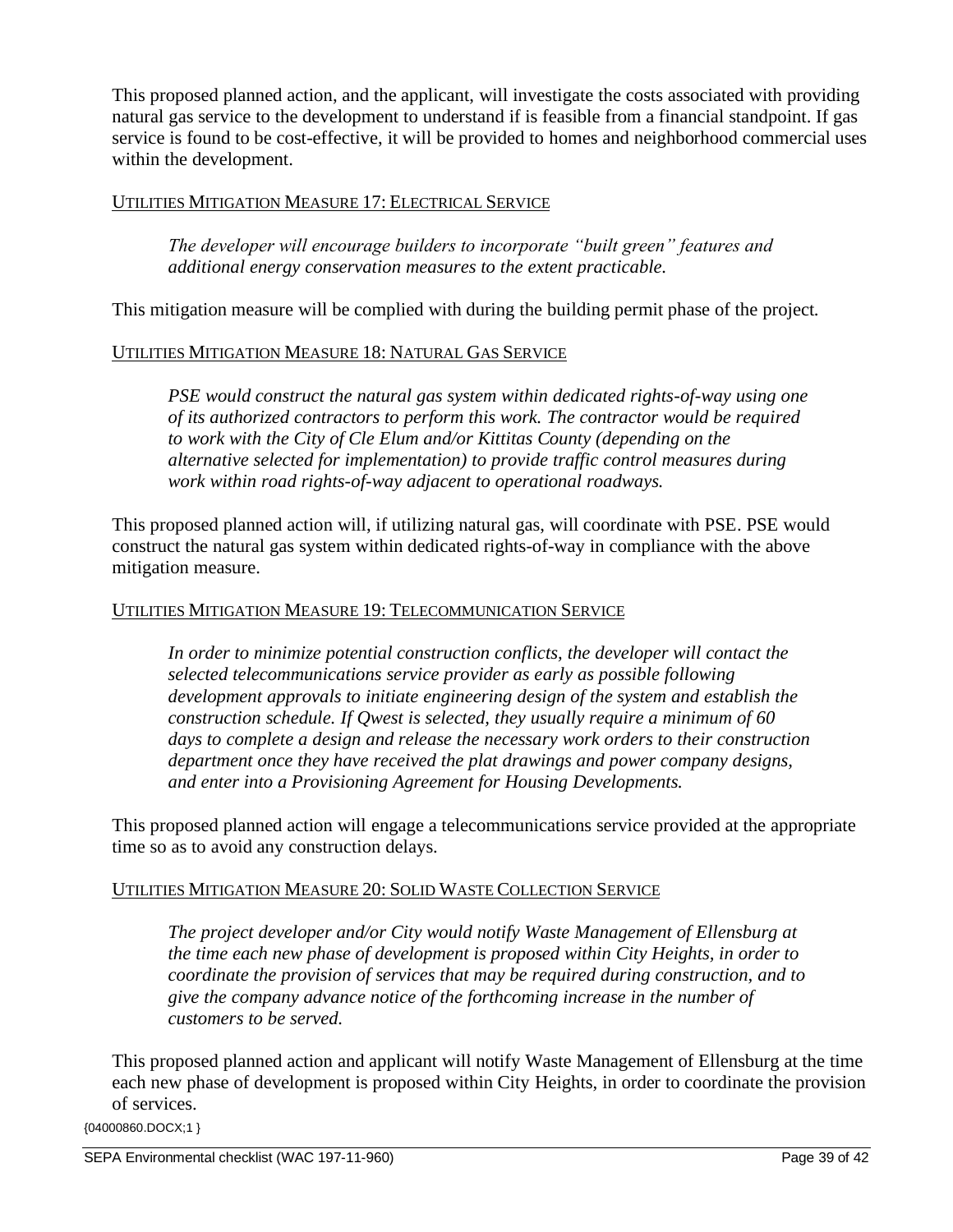This proposed planned action, and the applicant, will investigate the costs associated with providing natural gas service to the development to understand if is feasible from a financial standpoint. If gas service is found to be cost-effective, it will be provided to homes and neighborhood commercial uses within the development.

UTILITIES MITIGATION MEASURE 17: ELECTRICAL SERVICE

> *The developer will encourage builders to incorporate "built green" features and additional energy conservation measures to the extent practicable.*

This mitigation measure will be complied with during the building permit phase of the project.

UTILITIES MITIGATION MEASURE 18: NATURAL GAS SERVICE

> *PSE would construct the natural gas system within dedicated rights-of-way using one of its authorized contractors to perform this work. The contractor would be required to work with the City of Cle Elum and/or Kittitas County (depending on the alternative selected for implementation) to provide traffic control measures during work within road rights-of-way adjacent to operational roadways.*

This proposed planned action will, if utilizing natural gas, will coordinate with PSE. PSE would construct the natural gas system within dedicated rights-of-way in compliance with the above mitigation measure.

UTILITIES MITIGATION MEASURE 19: TELECOMMUNICATION SERVICE

> *In order to minimize potential construction conflicts, the developer will contact the selected telecommunications service provider as early as possible following development approvals to initiate engineering design of the system and establish the construction schedule. If Qwest is selected, they usually require a minimum of 60 days to complete a design and release the necessary work orders to their construction department once they have received the plat drawings and power company designs, and enter into a Provisioning Agreement for Housing Developments.*

This proposed planned action will engage a telecommunications service provided at the appropriate time so as to avoid any construction delays.

UTILITIES MITIGATION MEASURE 20: SOLID WASTE COLLECTION SERVICE

> *The project developer and/or City would notify Waste Management of Ellensburg at the time each new phase of development is proposed within City Heights, in order to coordinate the provision of services that may be required during construction, and to give the company advance notice of the forthcoming increase in the number of customers to be served.*

This proposed planned action and applicant will notify Waste Management of Ellensburg at the time each new phase of development is proposed within City Heights, in order to coordinate the provision of services.

{04000860.DOCX;1 }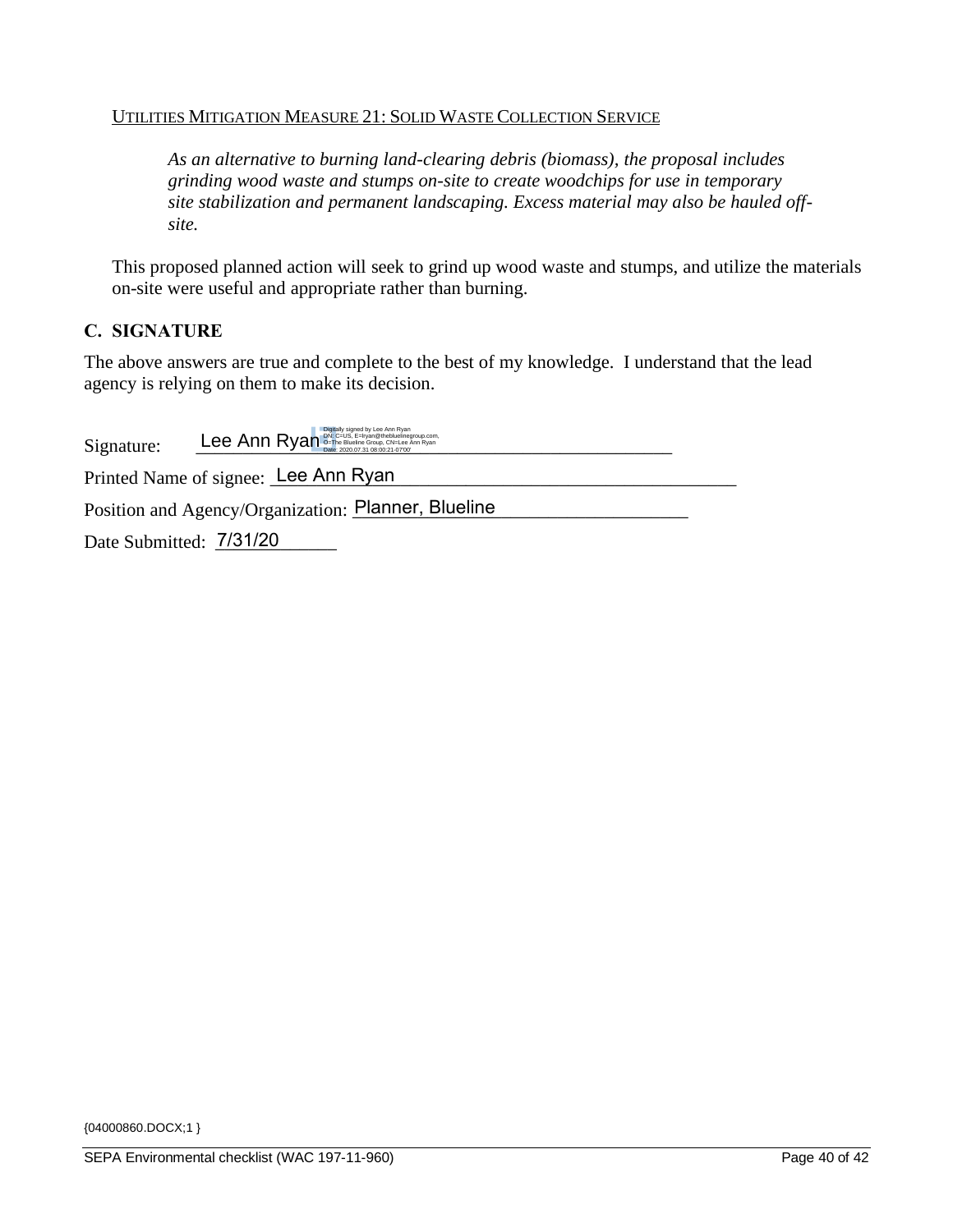UTILITIES MITIGATION MEASURE 21: SOLID WASTE COLLECTION SERVICE

> *As an alternative to burning land-clearing debris (biomass), the proposal includes grinding wood waste and stumps on-site to create woodchips for use in temporary site stabilization and permanent landscaping. Excess material may also be hauled off-site.*

This proposed planned action will seek to grind up wood waste and stumps, and utilize the materials on-site were useful and appropriate rather than burning.

## C. SIGNATURE

The above answers are true and complete to the best of my knowledge. I understand that the lead agency is relying on them to make its decision.

Signature: Lee Ann Ryan (Digitally signed by Lee Ann Ryan DN: C=US, E=lryan@thebluelinegroup.com, O=The Blueline Group, CN=Lee Ann Ryan Date: 2020.07.31 08:00:21-07'00')

Printed Name of signee: Lee Ann Ryan

Position and Agency/Organization: Planner, Blueline

Date Submitted: 7/31/20

{04000860.DOCX;1 }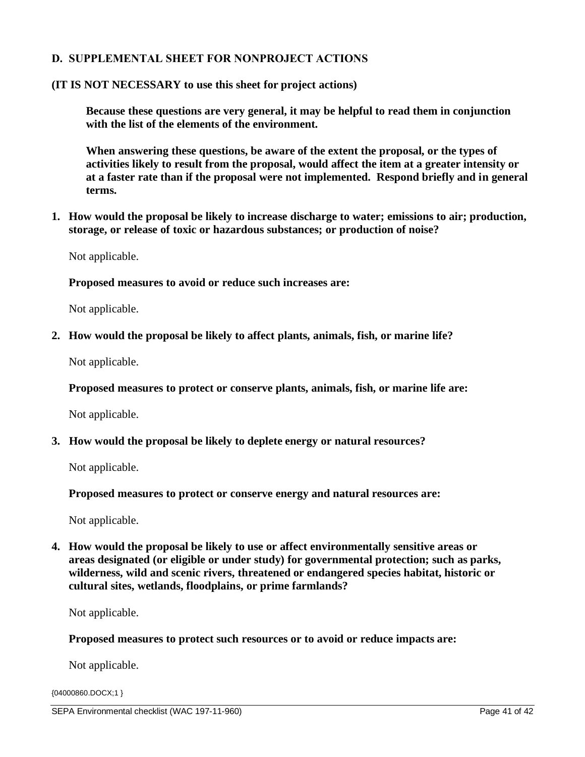## D. SUPPLEMENTAL SHEET FOR NONPROJECT ACTIONS

**(IT IS NOT NECESSARY to use this sheet for project actions)**

**Because these questions are very general, it may be helpful to read them in conjunction with the list of the elements of the environment.**

**When answering these questions, be aware of the extent the proposal, or the types of activities likely to result from the proposal, would affect the item at a greater intensity or at a faster rate than if the proposal were not implemented. Respond briefly and in general terms.**

**1. How would the proposal be likely to increase discharge to water; emissions to air; production, storage, or release of toxic or hazardous substances; or production of noise?**

Not applicable.

**Proposed measures to avoid or reduce such increases are:**

Not applicable.

**2. How would the proposal be likely to affect plants, animals, fish, or marine life?**

Not applicable.

**Proposed measures to protect or conserve plants, animals, fish, or marine life are:**

Not applicable.

**3. How would the proposal be likely to deplete energy or natural resources?**

Not applicable.

**Proposed measures to protect or conserve energy and natural resources are:**

Not applicable.

**4. How would the proposal be likely to use or affect environmentally sensitive areas or areas designated (or eligible or under study) for governmental protection; such as parks, wilderness, wild and scenic rivers, threatened or endangered species habitat, historic or cultural sites, wetlands, floodplains, or prime farmlands?**

Not applicable.

**Proposed measures to protect such resources or to avoid or reduce impacts are:**

Not applicable.

{04000860.DOCX;1 }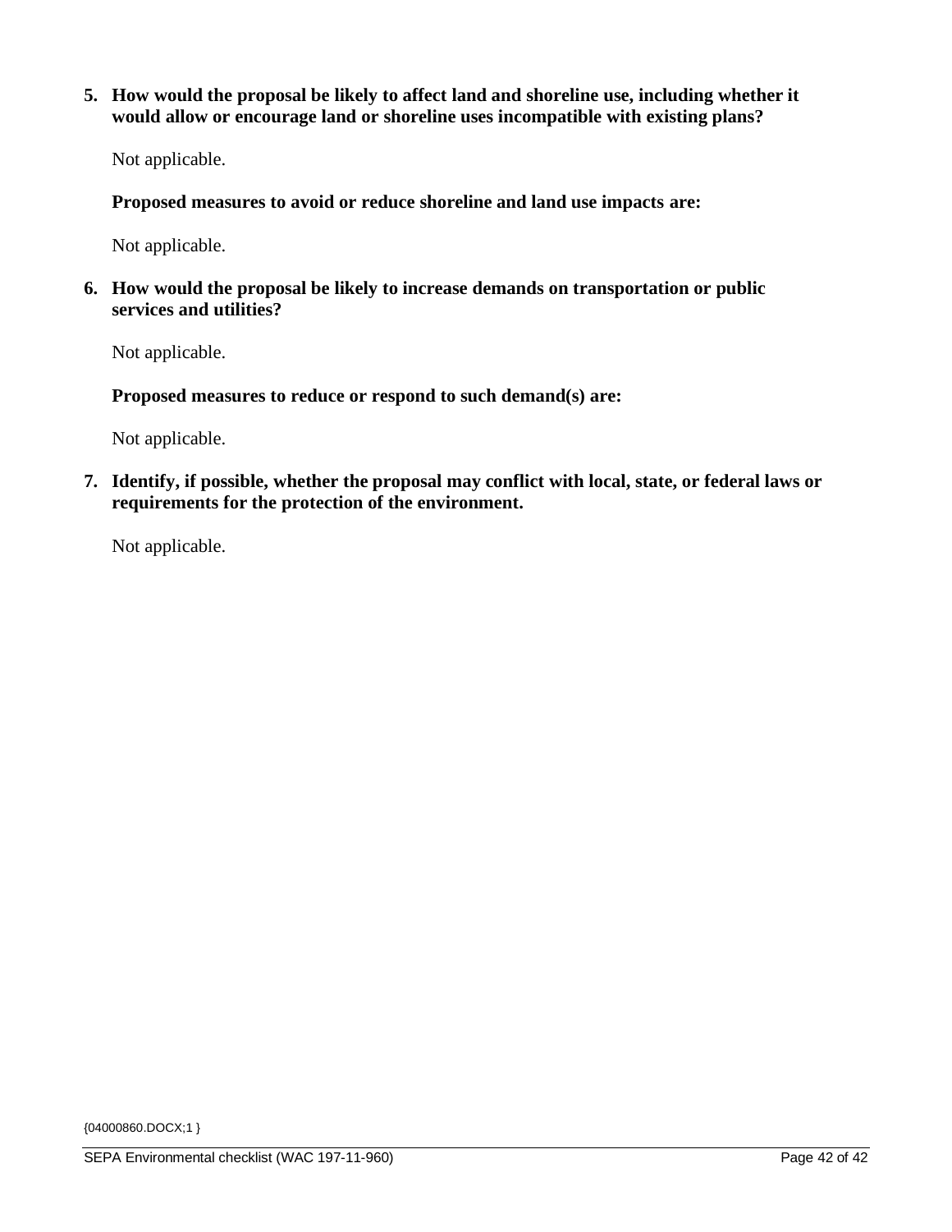**5. How would the proposal be likely to affect land and shoreline use, including whether it would allow or encourage land or shoreline uses incompatible with existing plans?**

Not applicable.

**Proposed measures to avoid or reduce shoreline and land use impacts are:**

Not applicable.

**6. How would the proposal be likely to increase demands on transportation or public services and utilities?**

Not applicable.

**Proposed measures to reduce or respond to such demand(s) are:**

Not applicable.

**7. Identify, if possible, whether the proposal may conflict with local, state, or federal laws or requirements for the protection of the environment.**

Not applicable.

{04000860.DOCX;1 }